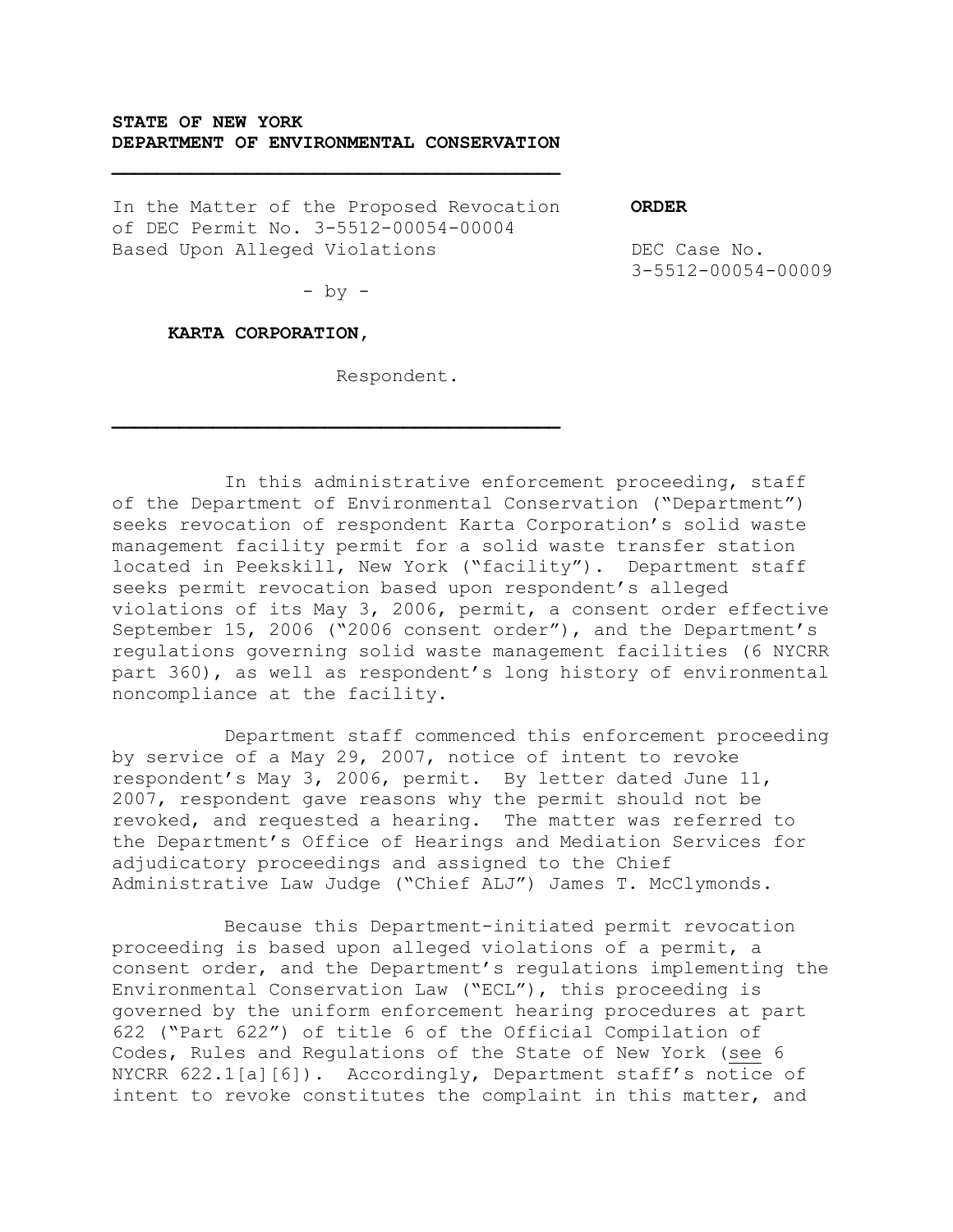**STATE OF NEW YORK**
**DEPARTMENT OF ENVIRONMENTAL CONSERVATION**

---

In the Matter of the Proposed Revocation of DEC Permit No. 3-5512-00054-00004 Based Upon Alleged Violations

- by -

**KARTA CORPORATION,**

Respondent.

**ORDER**

DEC Case No. 3-5512-00054-00009

---

In this administrative enforcement proceeding, staff of the Department of Environmental Conservation ("Department") seeks revocation of respondent Karta Corporation's solid waste management facility permit for a solid waste transfer station located in Peekskill, New York ("facility"). Department staff seeks permit revocation based upon respondent's alleged violations of its May 3, 2006, permit, a consent order effective September 15, 2006 ("2006 consent order"), and the Department's regulations governing solid waste management facilities (6 NYCRR part 360), as well as respondent's long history of environmental noncompliance at the facility.

Department staff commenced this enforcement proceeding by service of a May 29, 2007, notice of intent to revoke respondent's May 3, 2006, permit. By letter dated June 11, 2007, respondent gave reasons why the permit should not be revoked, and requested a hearing. The matter was referred to the Department's Office of Hearings and Mediation Services for adjudicatory proceedings and assigned to the Chief Administrative Law Judge ("Chief ALJ") James T. McClymonds.

Because this Department-initiated permit revocation proceeding is based upon alleged violations of a permit, a consent order, and the Department's regulations implementing the Environmental Conservation Law ("ECL"), this proceeding is governed by the uniform enforcement hearing procedures at part 622 ("Part 622") of title 6 of the Official Compilation of Codes, Rules and Regulations of the State of New York (see 6 NYCRR 622.1[a][6]). Accordingly, Department staff's notice of intent to revoke constitutes the complaint in this matter, and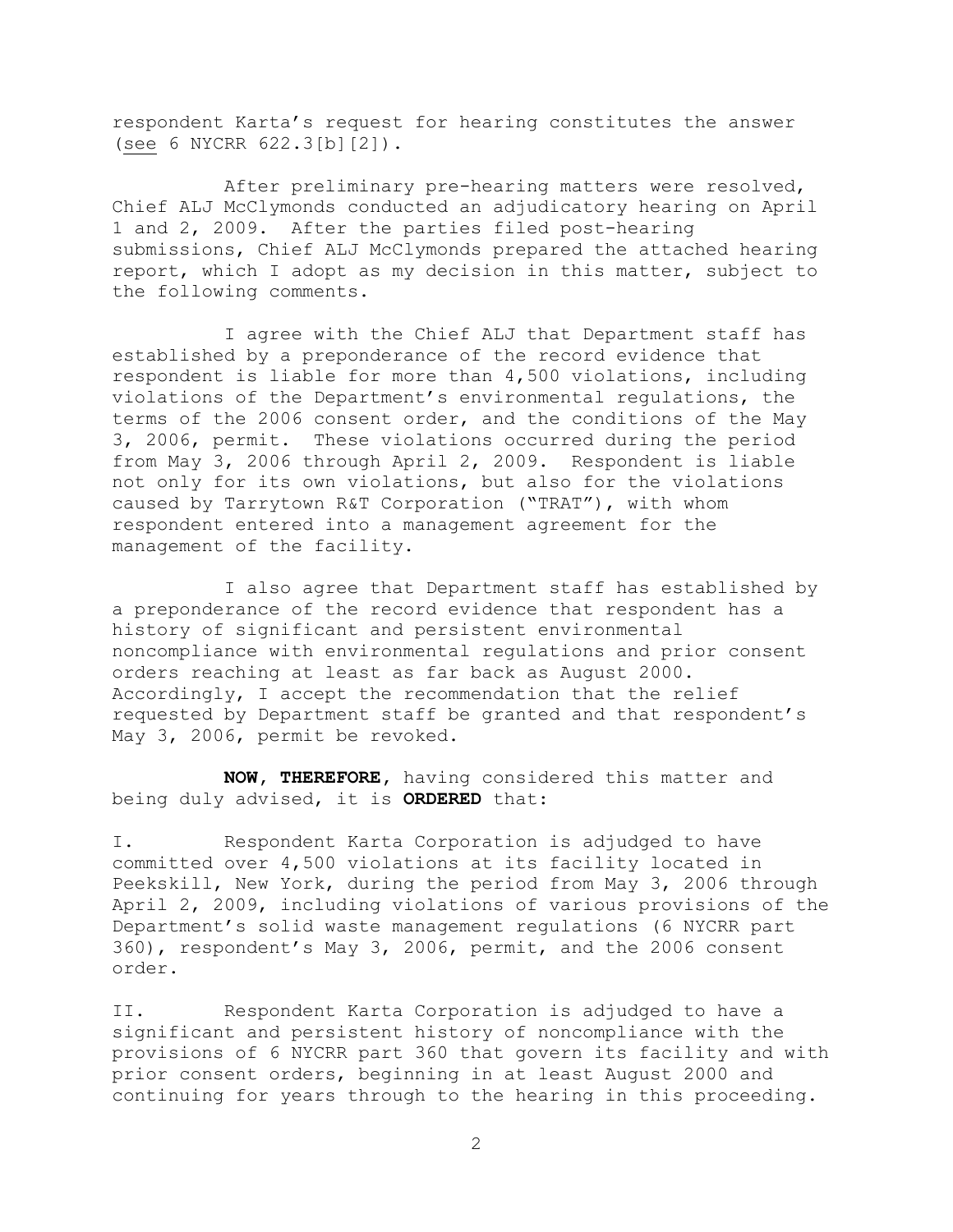respondent Karta's request for hearing constitutes the answer (see 6 NYCRR 622.3[b][2]).

After preliminary pre-hearing matters were resolved, Chief ALJ McClymonds conducted an adjudicatory hearing on April 1 and 2, 2009. After the parties filed post-hearing submissions, Chief ALJ McClymonds prepared the attached hearing report, which I adopt as my decision in this matter, subject to the following comments.

I agree with the Chief ALJ that Department staff has established by a preponderance of the record evidence that respondent is liable for more than 4,500 violations, including violations of the Department's environmental regulations, the terms of the 2006 consent order, and the conditions of the May 3, 2006, permit. These violations occurred during the period from May 3, 2006 through April 2, 2009. Respondent is liable not only for its own violations, but also for the violations caused by Tarrytown R&T Corporation ("TRAT"), with whom respondent entered into a management agreement for the management of the facility.

I also agree that Department staff has established by a preponderance of the record evidence that respondent has a history of significant and persistent environmental noncompliance with environmental regulations and prior consent orders reaching at least as far back as August 2000. Accordingly, I accept the recommendation that the relief requested by Department staff be granted and that respondent's May 3, 2006, permit be revoked.

**NOW, THEREFORE,** having considered this matter and being duly advised, it is **ORDERED** that:

I. Respondent Karta Corporation is adjudged to have committed over 4,500 violations at its facility located in Peekskill, New York, during the period from May 3, 2006 through April 2, 2009, including violations of various provisions of the Department's solid waste management regulations (6 NYCRR part 360), respondent's May 3, 2006, permit, and the 2006 consent order.

II. Respondent Karta Corporation is adjudged to have a significant and persistent history of noncompliance with the provisions of 6 NYCRR part 360 that govern its facility and with prior consent orders, beginning in at least August 2000 and continuing for years through to the hearing in this proceeding.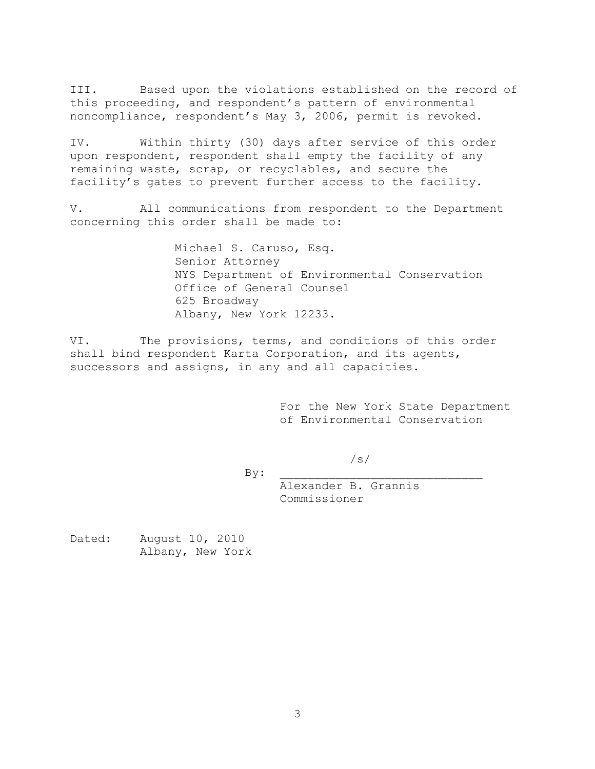III. Based upon the violations established on the record of this proceeding, and respondent's pattern of environmental noncompliance, respondent's May 3, 2006, permit is revoked.

IV. Within thirty (30) days after service of this order upon respondent, respondent shall empty the facility of any remaining waste, scrap, or recyclables, and secure the facility's gates to prevent further access to the facility.

V. All communications from respondent to the Department concerning this order shall be made to:

> Michael S. Caruso, Esq.
> Senior Attorney
> NYS Department of Environmental Conservation
> Office of General Counsel
> 625 Broadway
> Albany, New York 12233.

VI. The provisions, terms, and conditions of this order shall bind respondent Karta Corporation, and its agents, successors and assigns, in any and all capacities.

For the New York State Department of Environmental Conservation

/s/

By: ______________________________
Alexander B. Grannis
Commissioner

Dated: August 10, 2010
Albany, New York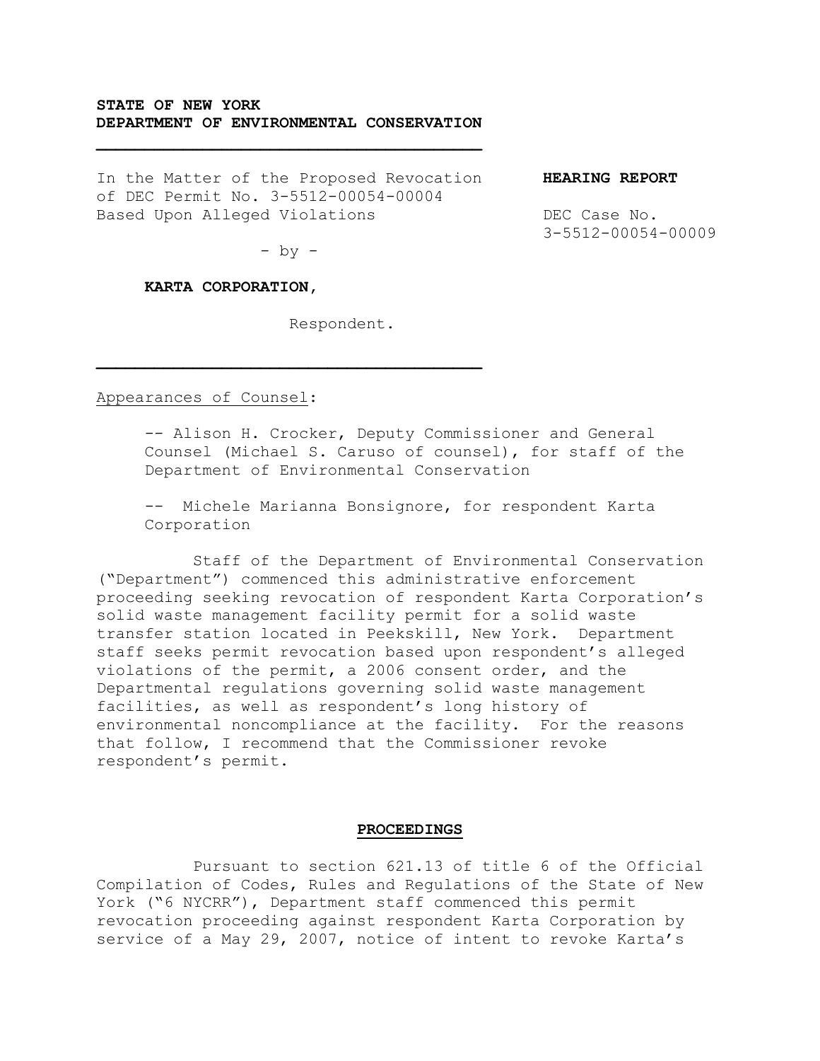**STATE OF NEW YORK**
**DEPARTMENT OF ENVIRONMENTAL CONSERVATION**

---

In the Matter of the Proposed Revocation of DEC Permit No. 3-5512-00054-00004 Based Upon Alleged Violations

- by -

**KARTA CORPORATION,**

Respondent.

---

**HEARING REPORT**

DEC Case No. 3-5512-00054-00009

Appearances of Counsel:

-- Alison H. Crocker, Deputy Commissioner and General Counsel (Michael S. Caruso of counsel), for staff of the Department of Environmental Conservation

-- Michele Marianna Bonsignore, for respondent Karta Corporation

Staff of the Department of Environmental Conservation ("Department") commenced this administrative enforcement proceeding seeking revocation of respondent Karta Corporation's solid waste management facility permit for a solid waste transfer station located in Peekskill, New York. Department staff seeks permit revocation based upon respondent's alleged violations of the permit, a 2006 consent order, and the Departmental regulations governing solid waste management facilities, as well as respondent's long history of environmental noncompliance at the facility. For the reasons that follow, I recommend that the Commissioner revoke respondent's permit.

## PROCEEDINGS

Pursuant to section 621.13 of title 6 of the Official Compilation of Codes, Rules and Regulations of the State of New York ("6 NYCRR"), Department staff commenced this permit revocation proceeding against respondent Karta Corporation by service of a May 29, 2007, notice of intent to revoke Karta's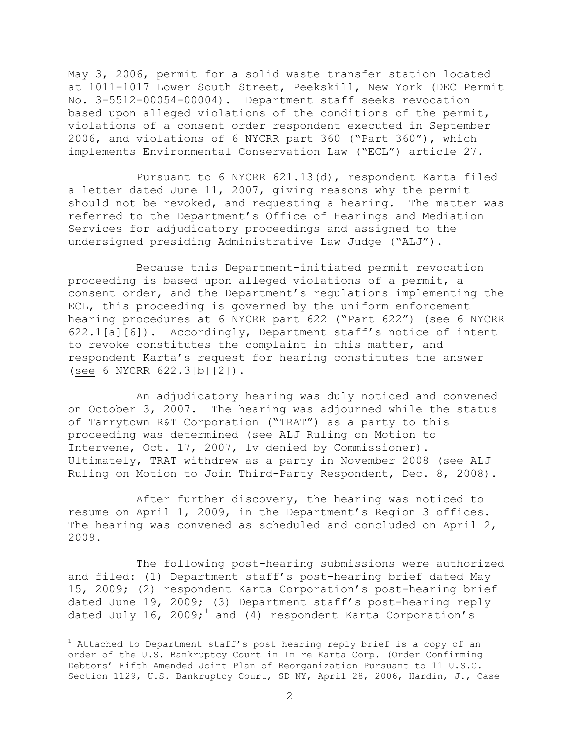May 3, 2006, permit for a solid waste transfer station located at 1011-1017 Lower South Street, Peekskill, New York (DEC Permit No. 3-5512-00054-00004). Department staff seeks revocation based upon alleged violations of the conditions of the permit, violations of a consent order respondent executed in September 2006, and violations of 6 NYCRR part 360 ("Part 360"), which implements Environmental Conservation Law ("ECL") article 27.

Pursuant to 6 NYCRR 621.13(d), respondent Karta filed a letter dated June 11, 2007, giving reasons why the permit should not be revoked, and requesting a hearing. The matter was referred to the Department's Office of Hearings and Mediation Services for adjudicatory proceedings and assigned to the undersigned presiding Administrative Law Judge ("ALJ").

Because this Department-initiated permit revocation proceeding is based upon alleged violations of a permit, a consent order, and the Department's regulations implementing the ECL, this proceeding is governed by the uniform enforcement hearing procedures at 6 NYCRR part 622 ("Part 622") (see 6 NYCRR 622.1[a][6]). Accordingly, Department staff's notice of intent to revoke constitutes the complaint in this matter, and respondent Karta's request for hearing constitutes the answer (see 6 NYCRR 622.3[b][2]).

An adjudicatory hearing was duly noticed and convened on October 3, 2007. The hearing was adjourned while the status of Tarrytown R&T Corporation ("TRAT") as a party to this proceeding was determined (see ALJ Ruling on Motion to Intervene, Oct. 17, 2007, lv denied by Commissioner). Ultimately, TRAT withdrew as a party in November 2008 (see ALJ Ruling on Motion to Join Third-Party Respondent, Dec. 8, 2008).

After further discovery, the hearing was noticed to resume on April 1, 2009, in the Department's Region 3 offices. The hearing was convened as scheduled and concluded on April 2, 2009.

The following post-hearing submissions were authorized and filed: (1) Department staff's post-hearing brief dated May 15, 2009; (2) respondent Karta Corporation's post-hearing brief dated June 19, 2009; (3) Department staff's post-hearing reply dated July 16, 2009;[1] and (4) respondent Karta Corporation's

[1] Attached to Department staff's post hearing reply brief is a copy of an order of the U.S. Bankruptcy Court in In re Karta Corp. (Order Confirming Debtors' Fifth Amended Joint Plan of Reorganization Pursuant to 11 U.S.C. Section 1129, U.S. Bankruptcy Court, SD NY, April 28, 2006, Hardin, J., Case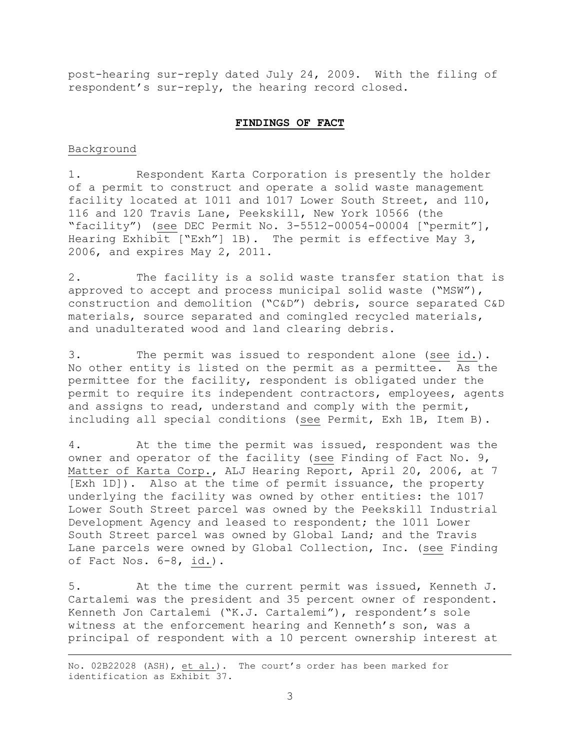post-hearing sur-reply dated July 24, 2009. With the filing of respondent's sur-reply, the hearing record closed.

## FINDINGS OF FACT

Background

1. Respondent Karta Corporation is presently the holder of a permit to construct and operate a solid waste management facility located at 1011 and 1017 Lower South Street, and 110, 116 and 120 Travis Lane, Peekskill, New York 10566 (the "facility") (see DEC Permit No. 3-5512-00054-00004 ["permit"], Hearing Exhibit ["Exh"] 1B). The permit is effective May 3, 2006, and expires May 2, 2011.

2. The facility is a solid waste transfer station that is approved to accept and process municipal solid waste ("MSW"), construction and demolition ("C&D") debris, source separated C&D materials, source separated and comingled recycled materials, and unadulterated wood and land clearing debris.

3. The permit was issued to respondent alone (see id.). No other entity is listed on the permit as a permittee. As the permittee for the facility, respondent is obligated under the permit to require its independent contractors, employees, agents and assigns to read, understand and comply with the permit, including all special conditions (see Permit, Exh 1B, Item B).

4. At the time the permit was issued, respondent was the owner and operator of the facility (see Finding of Fact No. 9, Matter of Karta Corp., ALJ Hearing Report, April 20, 2006, at 7 [Exh 1D]). Also at the time of permit issuance, the property underlying the facility was owned by other entities: the 1017 Lower South Street parcel was owned by the Peekskill Industrial Development Agency and leased to respondent; the 1011 Lower South Street parcel was owned by Global Land; and the Travis Lane parcels were owned by Global Collection, Inc. (see Finding of Fact Nos. 6-8, id.).

5. At the time the current permit was issued, Kenneth J. Cartalemi was the president and 35 percent owner of respondent. Kenneth Jon Cartalemi ("K.J. Cartalemi"), respondent's sole witness at the enforcement hearing and Kenneth's son, was a principal of respondent with a 10 percent ownership interest at

---

No. 02B22028 (ASH), et al.). The court's order has been marked for identification as Exhibit 37.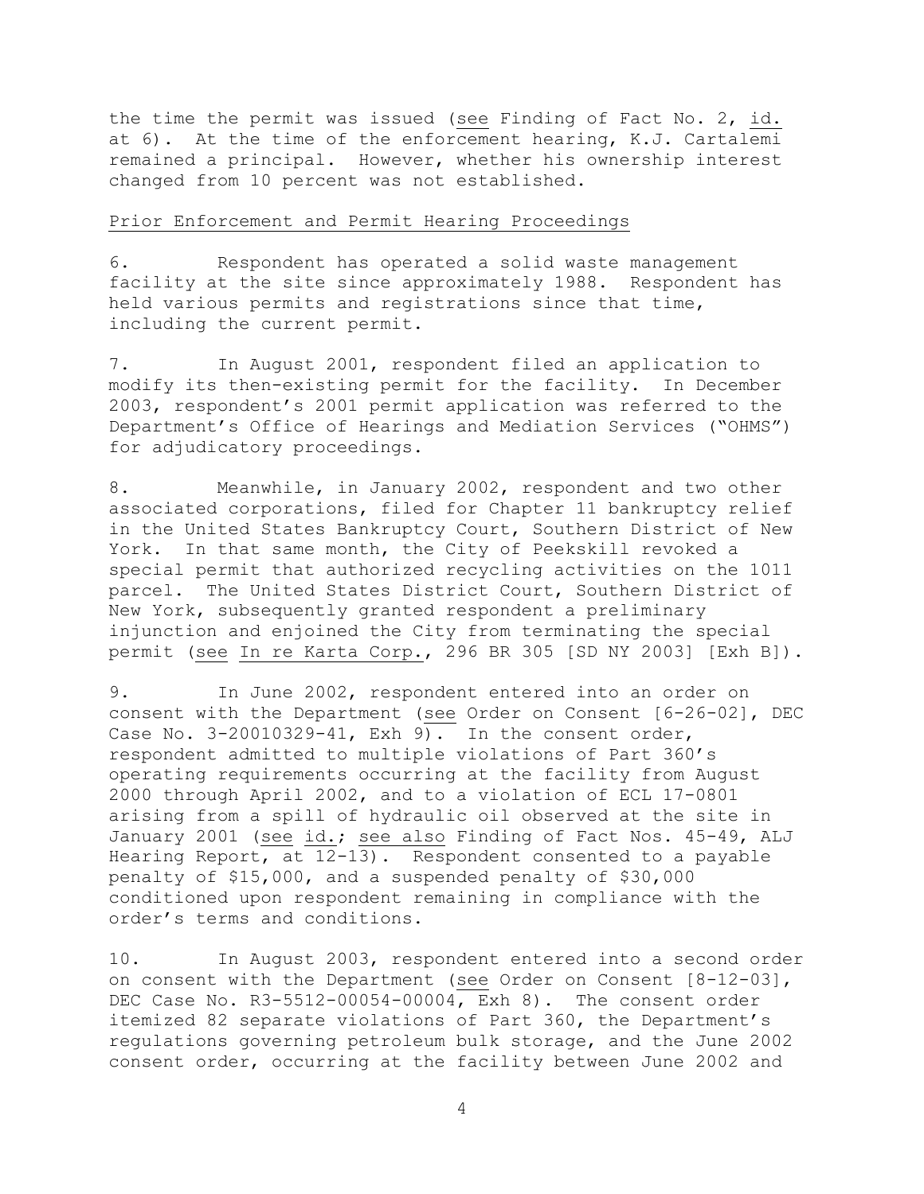the time the permit was issued (see Finding of Fact No. 2, id. at 6). At the time of the enforcement hearing, K.J. Cartalemi remained a principal. However, whether his ownership interest changed from 10 percent was not established.

## Prior Enforcement and Permit Hearing Proceedings

6. Respondent has operated a solid waste management facility at the site since approximately 1988. Respondent has held various permits and registrations since that time, including the current permit.

7. In August 2001, respondent filed an application to modify its then-existing permit for the facility. In December 2003, respondent's 2001 permit application was referred to the Department's Office of Hearings and Mediation Services ("OHMS") for adjudicatory proceedings.

8. Meanwhile, in January 2002, respondent and two other associated corporations, filed for Chapter 11 bankruptcy relief in the United States Bankruptcy Court, Southern District of New York. In that same month, the City of Peekskill revoked a special permit that authorized recycling activities on the 1011 parcel. The United States District Court, Southern District of New York, subsequently granted respondent a preliminary injunction and enjoined the City from terminating the special permit (see In re Karta Corp., 296 BR 305 [SD NY 2003] [Exh B]).

9. In June 2002, respondent entered into an order on consent with the Department (see Order on Consent [6-26-02], DEC Case No. 3-20010329-41, Exh 9). In the consent order, respondent admitted to multiple violations of Part 360's operating requirements occurring at the facility from August 2000 through April 2002, and to a violation of ECL 17-0801 arising from a spill of hydraulic oil observed at the site in January 2001 (see id.; see also Finding of Fact Nos. 45-49, ALJ Hearing Report, at 12-13). Respondent consented to a payable penalty of $15,000, and a suspended penalty of $30,000 conditioned upon respondent remaining in compliance with the order's terms and conditions.

10. In August 2003, respondent entered into a second order on consent with the Department (see Order on Consent [8-12-03], DEC Case No. R3-5512-00054-00004, Exh 8). The consent order itemized 82 separate violations of Part 360, the Department's regulations governing petroleum bulk storage, and the June 2002 consent order, occurring at the facility between June 2002 and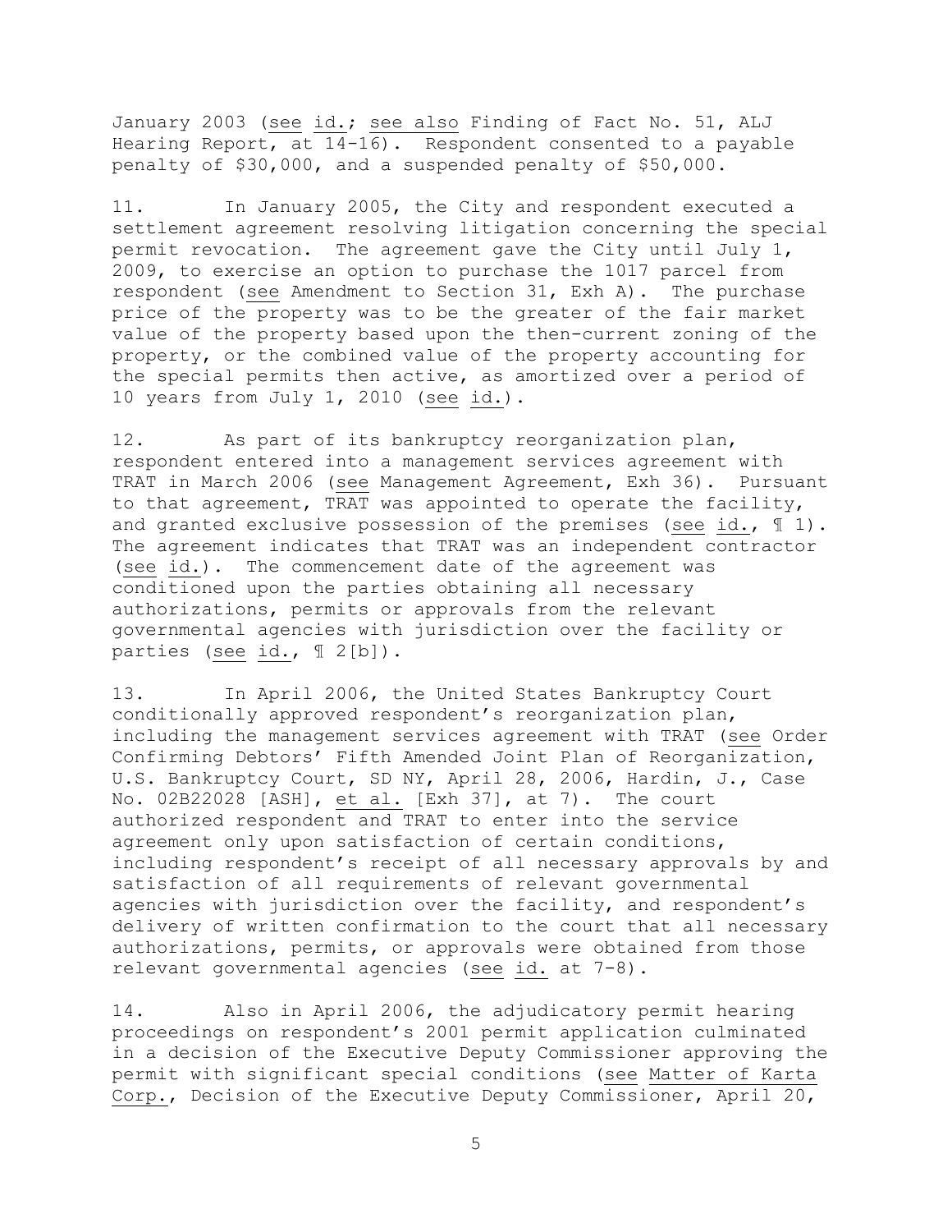January 2003 (see id.; see also Finding of Fact No. 51, ALJ Hearing Report, at 14-16). Respondent consented to a payable penalty of $30,000, and a suspended penalty of $50,000.

11. In January 2005, the City and respondent executed a settlement agreement resolving litigation concerning the special permit revocation. The agreement gave the City until July 1, 2009, to exercise an option to purchase the 1017 parcel from respondent (see Amendment to Section 31, Exh A). The purchase price of the property was to be the greater of the fair market value of the property based upon the then-current zoning of the property, or the combined value of the property accounting for the special permits then active, as amortized over a period of 10 years from July 1, 2010 (see id.).

12. As part of its bankruptcy reorganization plan, respondent entered into a management services agreement with TRAT in March 2006 (see Management Agreement, Exh 36). Pursuant to that agreement, TRAT was appointed to operate the facility, and granted exclusive possession of the premises (see id., ¶ 1). The agreement indicates that TRAT was an independent contractor (see id.). The commencement date of the agreement was conditioned upon the parties obtaining all necessary authorizations, permits or approvals from the relevant governmental agencies with jurisdiction over the facility or parties (see id., ¶ 2[b]).

13. In April 2006, the United States Bankruptcy Court conditionally approved respondent's reorganization plan, including the management services agreement with TRAT (see Order Confirming Debtors' Fifth Amended Joint Plan of Reorganization, U.S. Bankruptcy Court, SD NY, April 28, 2006, Hardin, J., Case No. 02B22028 [ASH], et al. [Exh 37], at 7). The court authorized respondent and TRAT to enter into the service agreement only upon satisfaction of certain conditions, including respondent's receipt of all necessary approvals by and satisfaction of all requirements of relevant governmental agencies with jurisdiction over the facility, and respondent's delivery of written confirmation to the court that all necessary authorizations, permits, or approvals were obtained from those relevant governmental agencies (see id. at 7-8).

14. Also in April 2006, the adjudicatory permit hearing proceedings on respondent's 2001 permit application culminated in a decision of the Executive Deputy Commissioner approving the permit with significant special conditions (see Matter of Karta Corp., Decision of the Executive Deputy Commissioner, April 20,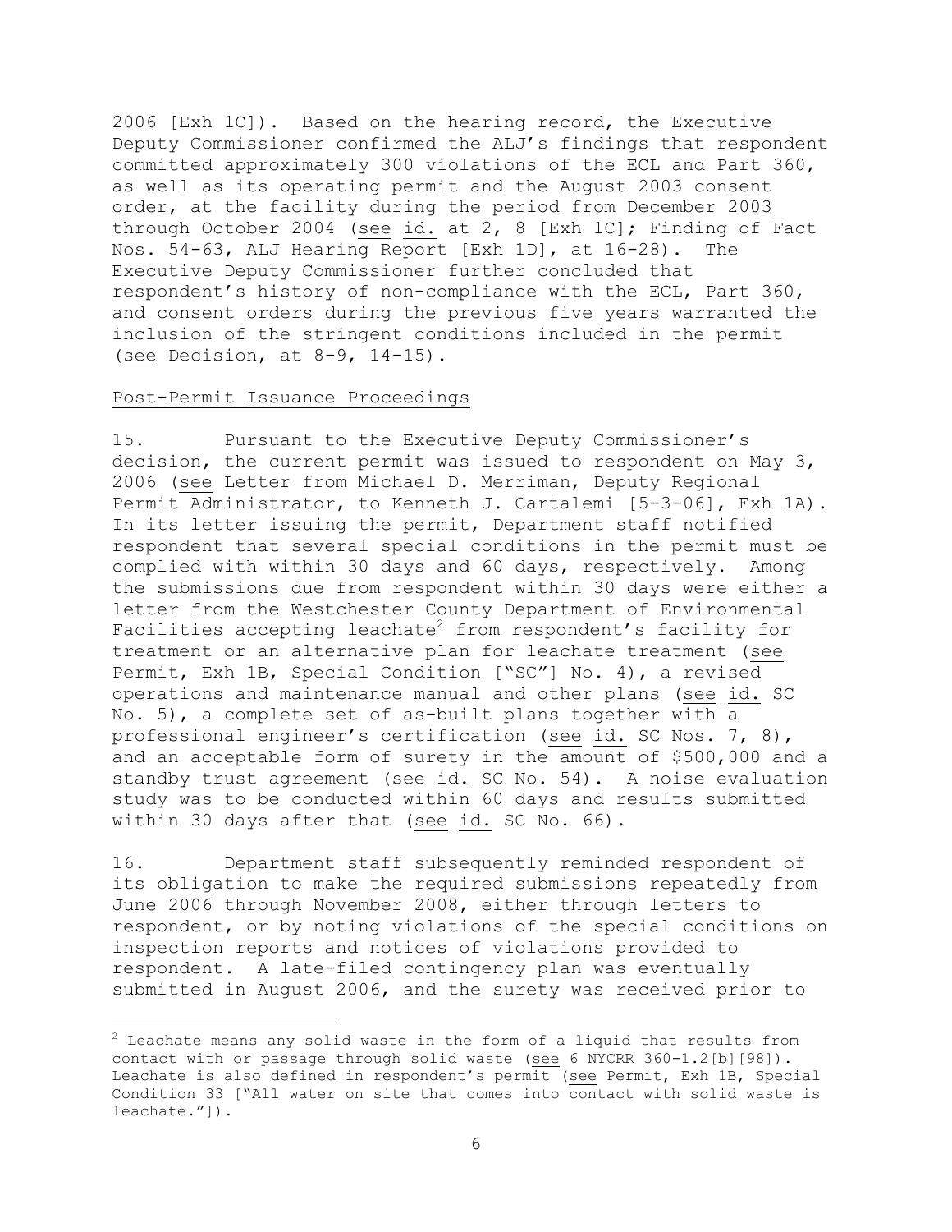2006 [Exh 1C]). Based on the hearing record, the Executive Deputy Commissioner confirmed the ALJ's findings that respondent committed approximately 300 violations of the ECL and Part 360, as well as its operating permit and the August 2003 consent order, at the facility during the period from December 2003 through October 2004 (see id. at 2, 8 [Exh 1C]; Finding of Fact Nos. 54-63, ALJ Hearing Report [Exh 1D], at 16-28). The Executive Deputy Commissioner further concluded that respondent's history of non-compliance with the ECL, Part 360, and consent orders during the previous five years warranted the inclusion of the stringent conditions included in the permit (see Decision, at 8-9, 14-15).

## Post-Permit Issuance Proceedings

15. Pursuant to the Executive Deputy Commissioner's decision, the current permit was issued to respondent on May 3, 2006 (see Letter from Michael D. Merriman, Deputy Regional Permit Administrator, to Kenneth J. Cartalemi [5-3-06], Exh 1A). In its letter issuing the permit, Department staff notified respondent that several special conditions in the permit must be complied with within 30 days and 60 days, respectively. Among the submissions due from respondent within 30 days were either a letter from the Westchester County Department of Environmental Facilities accepting leachate[2] from respondent's facility for treatment or an alternative plan for leachate treatment (see Permit, Exh 1B, Special Condition ["SC"] No. 4), a revised operations and maintenance manual and other plans (see id. SC No. 5), a complete set of as-built plans together with a professional engineer's certification (see id. SC Nos. 7, 8), and an acceptable form of surety in the amount of $500,000 and a standby trust agreement (see id. SC No. 54). A noise evaluation study was to be conducted within 60 days and results submitted within 30 days after that (see id. SC No. 66).

16. Department staff subsequently reminded respondent of its obligation to make the required submissions repeatedly from June 2006 through November 2008, either through letters to respondent, or by noting violations of the special conditions on inspection reports and notices of violations provided to respondent. A late-filed contingency plan was eventually submitted in August 2006, and the surety was received prior to

[2] Leachate means any solid waste in the form of a liquid that results from contact with or passage through solid waste (see 6 NYCRR 360-1.2[b][98]). Leachate is also defined in respondent's permit (see Permit, Exh 1B, Special Condition 33 ["All water on site that comes into contact with solid waste is leachate."]).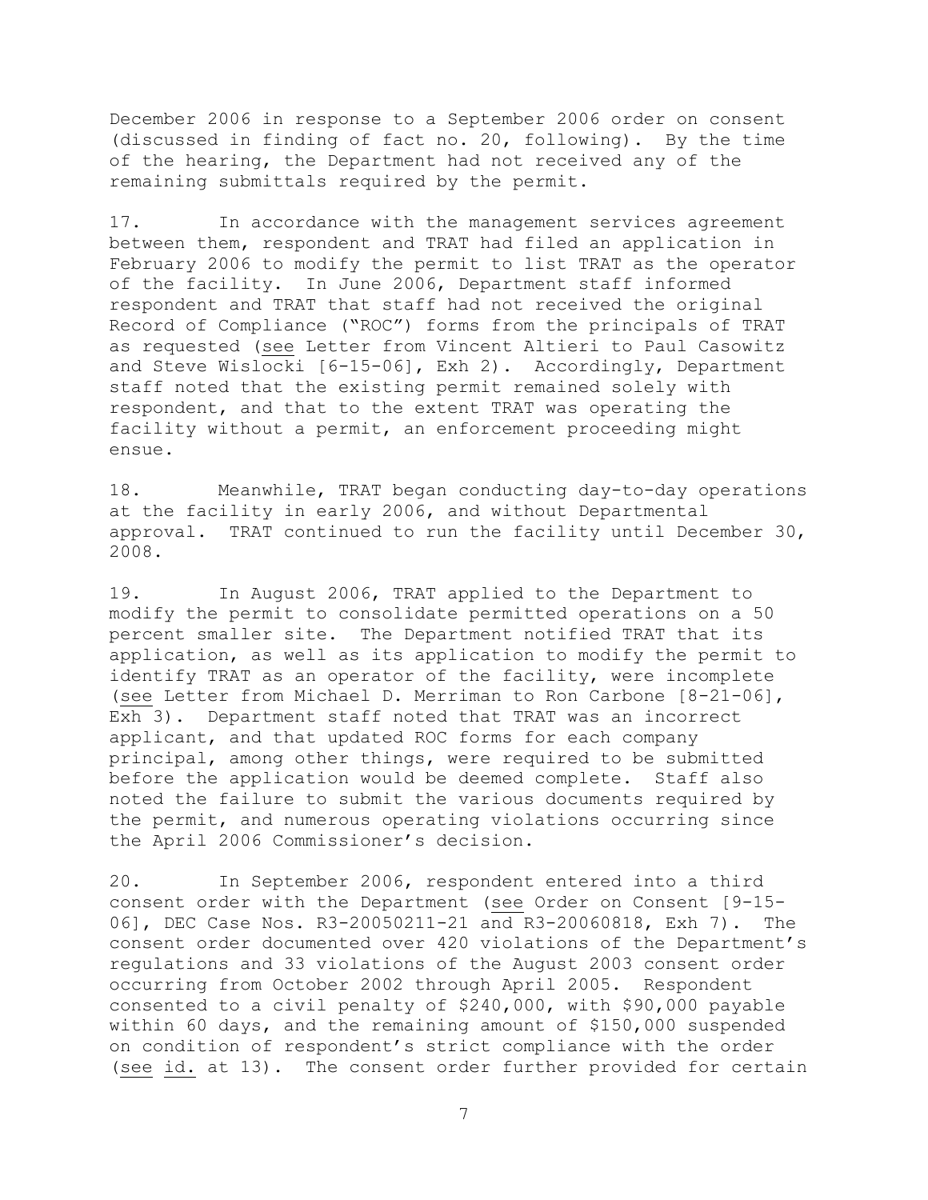December 2006 in response to a September 2006 order on consent (discussed in finding of fact no. 20, following). By the time of the hearing, the Department had not received any of the remaining submittals required by the permit.

17. In accordance with the management services agreement between them, respondent and TRAT had filed an application in February 2006 to modify the permit to list TRAT as the operator of the facility. In June 2006, Department staff informed respondent and TRAT that staff had not received the original Record of Compliance ("ROC") forms from the principals of TRAT as requested (see Letter from Vincent Altieri to Paul Casowitz and Steve Wislocki [6-15-06], Exh 2). Accordingly, Department staff noted that the existing permit remained solely with respondent, and that to the extent TRAT was operating the facility without a permit, an enforcement proceeding might ensue.

18. Meanwhile, TRAT began conducting day-to-day operations at the facility in early 2006, and without Departmental approval. TRAT continued to run the facility until December 30, 2008.

19. In August 2006, TRAT applied to the Department to modify the permit to consolidate permitted operations on a 50 percent smaller site. The Department notified TRAT that its application, as well as its application to modify the permit to identify TRAT as an operator of the facility, were incomplete (see Letter from Michael D. Merriman to Ron Carbone [8-21-06], Exh 3). Department staff noted that TRAT was an incorrect applicant, and that updated ROC forms for each company principal, among other things, were required to be submitted before the application would be deemed complete. Staff also noted the failure to submit the various documents required by the permit, and numerous operating violations occurring since the April 2006 Commissioner's decision.

20. In September 2006, respondent entered into a third consent order with the Department (see Order on Consent [9-15-06], DEC Case Nos. R3-20050211-21 and R3-20060818, Exh 7). The consent order documented over 420 violations of the Department's regulations and 33 violations of the August 2003 consent order occurring from October 2002 through April 2005. Respondent consented to a civil penalty of $240,000, with $90,000 payable within 60 days, and the remaining amount of $150,000 suspended on condition of respondent's strict compliance with the order (see id. at 13). The consent order further provided for certain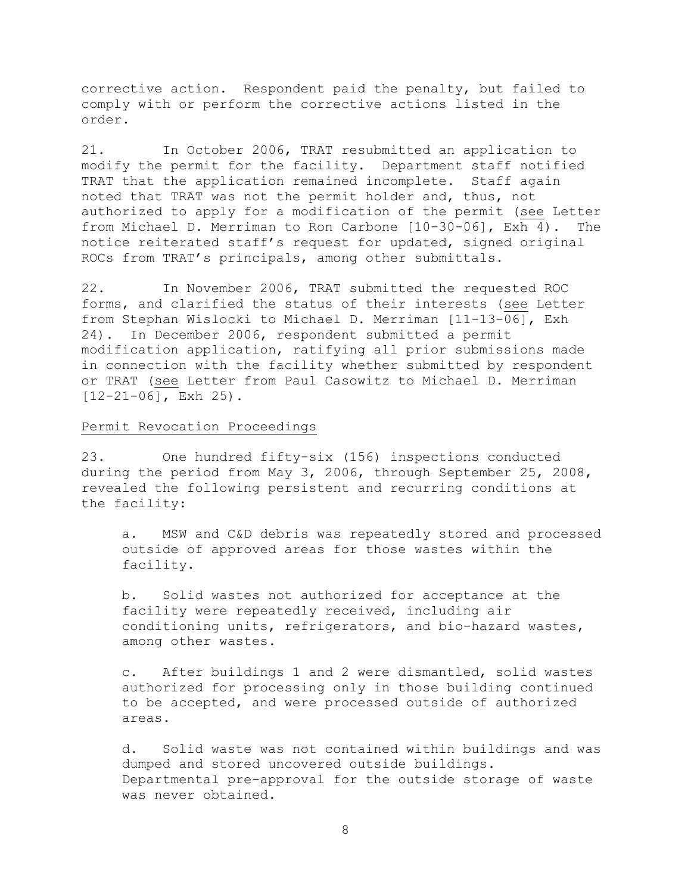corrective action. Respondent paid the penalty, but failed to comply with or perform the corrective actions listed in the order.

21. In October 2006, TRAT resubmitted an application to modify the permit for the facility. Department staff notified TRAT that the application remained incomplete. Staff again noted that TRAT was not the permit holder and, thus, not authorized to apply for a modification of the permit (see Letter from Michael D. Merriman to Ron Carbone [10-30-06], Exh 4). The notice reiterated staff's request for updated, signed original ROCs from TRAT's principals, among other submittals.

22. In November 2006, TRAT submitted the requested ROC forms, and clarified the status of their interests (see Letter from Stephan Wislocki to Michael D. Merriman [11-13-06], Exh 24). In December 2006, respondent submitted a permit modification application, ratifying all prior submissions made in connection with the facility whether submitted by respondent or TRAT (see Letter from Paul Casowitz to Michael D. Merriman [12-21-06], Exh 25).

Permit Revocation Proceedings

23. One hundred fifty-six (156) inspections conducted during the period from May 3, 2006, through September 25, 2008, revealed the following persistent and recurring conditions at the facility:

a. MSW and C&D debris was repeatedly stored and processed outside of approved areas for those wastes within the facility.

b. Solid wastes not authorized for acceptance at the facility were repeatedly received, including air conditioning units, refrigerators, and bio-hazard wastes, among other wastes.

c. After buildings 1 and 2 were dismantled, solid wastes authorized for processing only in those building continued to be accepted, and were processed outside of authorized areas.

d. Solid waste was not contained within buildings and was dumped and stored uncovered outside buildings. Departmental pre-approval for the outside storage of waste was never obtained.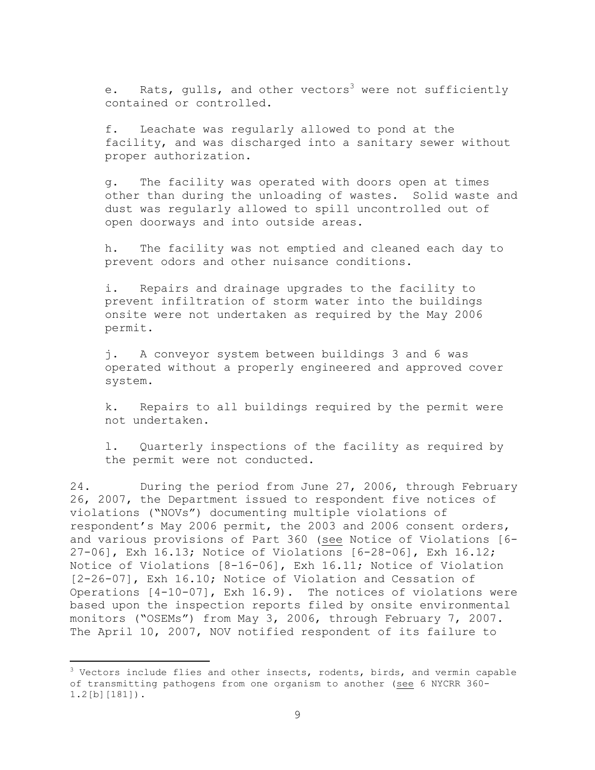e. Rats, gulls, and other vectors[3] were not sufficiently contained or controlled.

f. Leachate was regularly allowed to pond at the facility, and was discharged into a sanitary sewer without proper authorization.

g. The facility was operated with doors open at times other than during the unloading of wastes. Solid waste and dust was regularly allowed to spill uncontrolled out of open doorways and into outside areas.

h. The facility was not emptied and cleaned each day to prevent odors and other nuisance conditions.

i. Repairs and drainage upgrades to the facility to prevent infiltration of storm water into the buildings onsite were not undertaken as required by the May 2006 permit.

j. A conveyor system between buildings 3 and 6 was operated without a properly engineered and approved cover system.

k. Repairs to all buildings required by the permit were not undertaken.

l. Quarterly inspections of the facility as required by the permit were not conducted.

24. During the period from June 27, 2006, through February 26, 2007, the Department issued to respondent five notices of violations ("NOVs") documenting multiple violations of respondent's May 2006 permit, the 2003 and 2006 consent orders, and various provisions of Part 360 (see Notice of Violations [6-27-06], Exh 16.13; Notice of Violations [6-28-06], Exh 16.12; Notice of Violations [8-16-06], Exh 16.11; Notice of Violation [2-26-07], Exh 16.10; Notice of Violation and Cessation of Operations [4-10-07], Exh 16.9). The notices of violations were based upon the inspection reports filed by onsite environmental monitors ("OSEMs") from May 3, 2006, through February 7, 2007. The April 10, 2007, NOV notified respondent of its failure to

[3] Vectors include flies and other insects, rodents, birds, and vermin capable of transmitting pathogens from one organism to another (see 6 NYCRR 360-1.2[b][181]).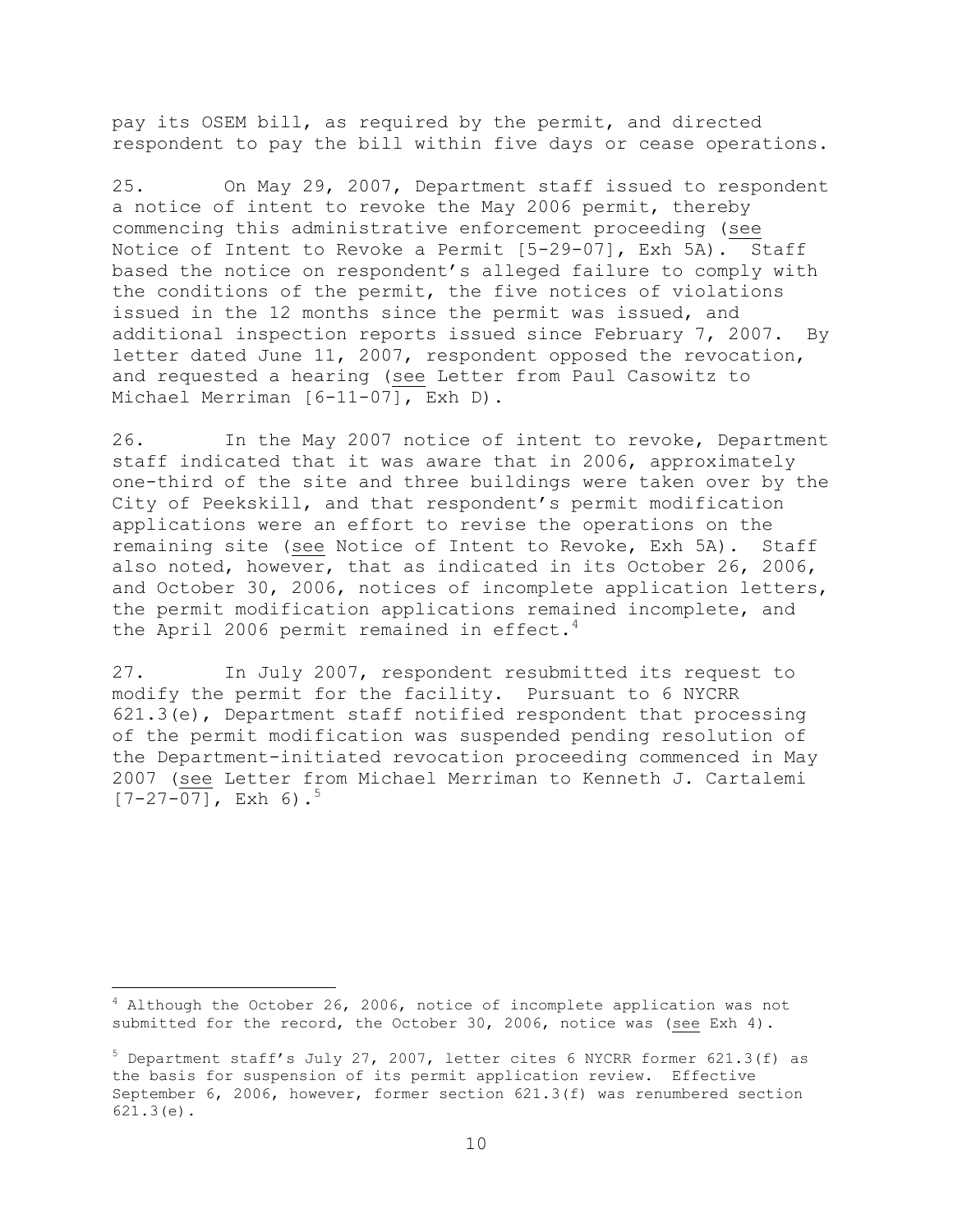pay its OSEM bill, as required by the permit, and directed respondent to pay the bill within five days or cease operations.

25. On May 29, 2007, Department staff issued to respondent a notice of intent to revoke the May 2006 permit, thereby commencing this administrative enforcement proceeding (see Notice of Intent to Revoke a Permit [5-29-07], Exh 5A). Staff based the notice on respondent's alleged failure to comply with the conditions of the permit, the five notices of violations issued in the 12 months since the permit was issued, and additional inspection reports issued since February 7, 2007. By letter dated June 11, 2007, respondent opposed the revocation, and requested a hearing (see Letter from Paul Casowitz to Michael Merriman [6-11-07], Exh D).

26. In the May 2007 notice of intent to revoke, Department staff indicated that it was aware that in 2006, approximately one-third of the site and three buildings were taken over by the City of Peekskill, and that respondent's permit modification applications were an effort to revise the operations on the remaining site (see Notice of Intent to Revoke, Exh 5A). Staff also noted, however, that as indicated in its October 26, 2006, and October 30, 2006, notices of incomplete application letters, the permit modification applications remained incomplete, and the April 2006 permit remained in effect.[4]

27. In July 2007, respondent resubmitted its request to modify the permit for the facility. Pursuant to 6 NYCRR 621.3(e), Department staff notified respondent that processing of the permit modification was suspended pending resolution of the Department-initiated revocation proceeding commenced in May 2007 (see Letter from Michael Merriman to Kenneth J. Cartalemi [7-27-07], Exh 6).[5]

---

[4] Although the October 26, 2006, notice of incomplete application was not submitted for the record, the October 30, 2006, notice was (see Exh 4).

[5] Department staff's July 27, 2007, letter cites 6 NYCRR former 621.3(f) as the basis for suspension of its permit application review. Effective September 6, 2006, however, former section 621.3(f) was renumbered section 621.3(e).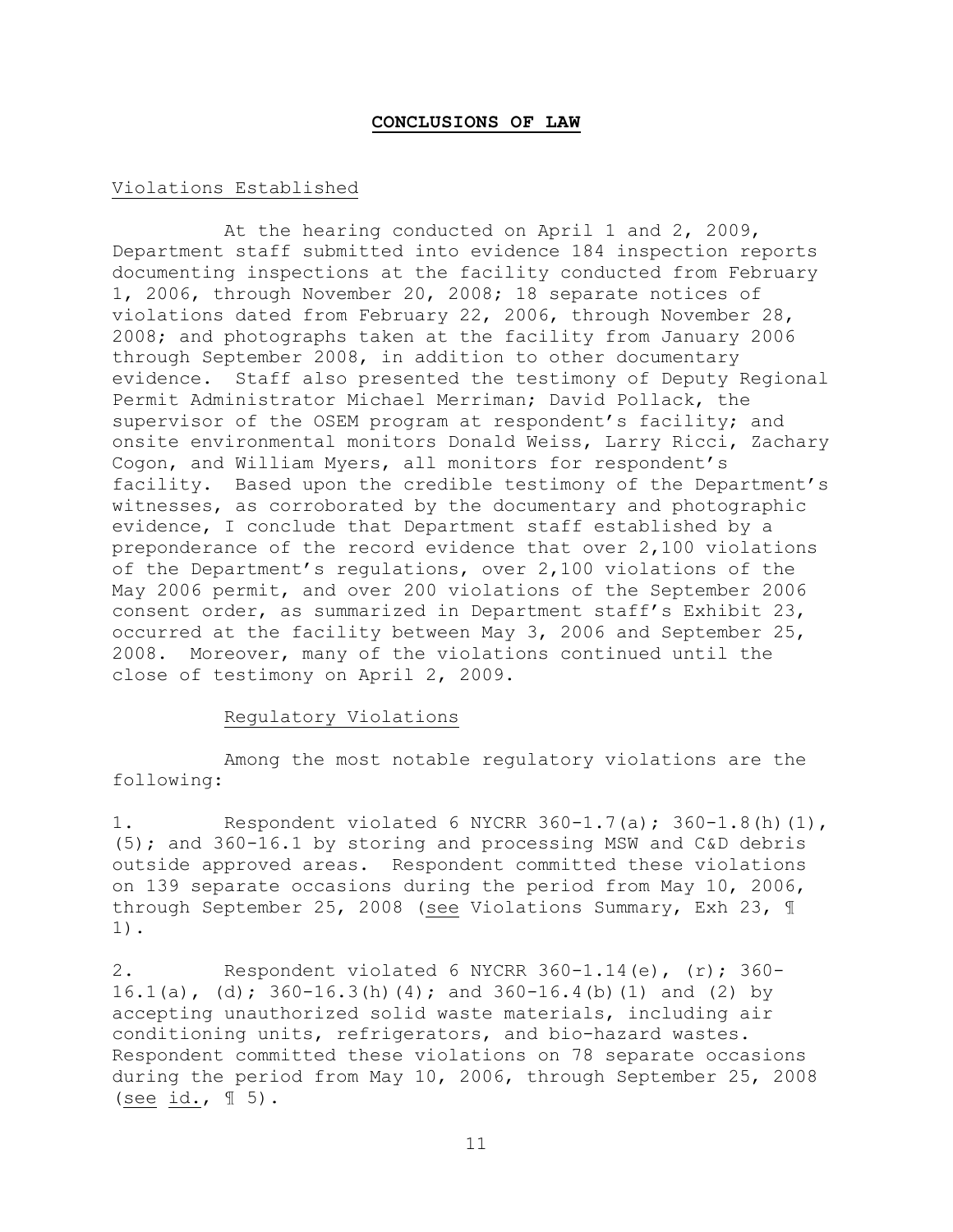## CONCLUSIONS OF LAW

Violations Established

At the hearing conducted on April 1 and 2, 2009, Department staff submitted into evidence 184 inspection reports documenting inspections at the facility conducted from February 1, 2006, through November 20, 2008; 18 separate notices of violations dated from February 22, 2006, through November 28, 2008; and photographs taken at the facility from January 2006 through September 2008, in addition to other documentary evidence. Staff also presented the testimony of Deputy Regional Permit Administrator Michael Merriman; David Pollack, the supervisor of the OSEM program at respondent's facility; and onsite environmental monitors Donald Weiss, Larry Ricci, Zachary Cogon, and William Myers, all monitors for respondent's facility. Based upon the credible testimony of the Department's witnesses, as corroborated by the documentary and photographic evidence, I conclude that Department staff established by a preponderance of the record evidence that over 2,100 violations of the Department's regulations, over 2,100 violations of the May 2006 permit, and over 200 violations of the September 2006 consent order, as summarized in Department staff's Exhibit 23, occurred at the facility between May 3, 2006 and September 25, 2008. Moreover, many of the violations continued until the close of testimony on April 2, 2009.

Regulatory Violations

Among the most notable regulatory violations are the following:

1. Respondent violated 6 NYCRR 360-1.7(a); 360-1.8(h)(1), (5); and 360-16.1 by storing and processing MSW and C&D debris outside approved areas. Respondent committed these violations on 139 separate occasions during the period from May 10, 2006, through September 25, 2008 (see Violations Summary, Exh 23, ¶ 1).

2. Respondent violated 6 NYCRR 360-1.14(e), (r); 360-16.1(a), (d); 360-16.3(h)(4); and 360-16.4(b)(1) and (2) by accepting unauthorized solid waste materials, including air conditioning units, refrigerators, and bio-hazard wastes. Respondent committed these violations on 78 separate occasions during the period from May 10, 2006, through September 25, 2008 (see id., ¶ 5).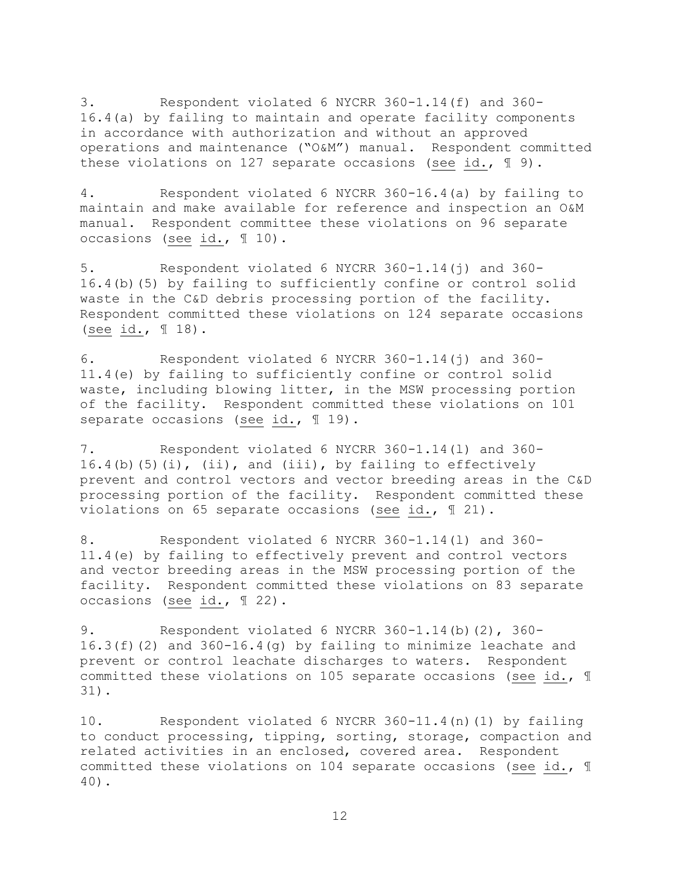3. Respondent violated 6 NYCRR 360-1.14(f) and 360-16.4(a) by failing to maintain and operate facility components in accordance with authorization and without an approved operations and maintenance ("O&M") manual. Respondent committed these violations on 127 separate occasions (see id., ¶ 9).

4. Respondent violated 6 NYCRR 360-16.4(a) by failing to maintain and make available for reference and inspection an O&M manual. Respondent committee these violations on 96 separate occasions (see id., ¶ 10).

5. Respondent violated 6 NYCRR 360-1.14(j) and 360-16.4(b)(5) by failing to sufficiently confine or control solid waste in the C&D debris processing portion of the facility. Respondent committed these violations on 124 separate occasions (see id., ¶ 18).

6. Respondent violated 6 NYCRR 360-1.14(j) and 360-11.4(e) by failing to sufficiently confine or control solid waste, including blowing litter, in the MSW processing portion of the facility. Respondent committed these violations on 101 separate occasions (see id., ¶ 19).

7. Respondent violated 6 NYCRR 360-1.14(l) and 360-16.4(b)(5)(i), (ii), and (iii), by failing to effectively prevent and control vectors and vector breeding areas in the C&D processing portion of the facility. Respondent committed these violations on 65 separate occasions (see id., ¶ 21).

8. Respondent violated 6 NYCRR 360-1.14(l) and 360-11.4(e) by failing to effectively prevent and control vectors and vector breeding areas in the MSW processing portion of the facility. Respondent committed these violations on 83 separate occasions (see id., ¶ 22).

9. Respondent violated 6 NYCRR 360-1.14(b)(2), 360-16.3(f)(2) and 360-16.4(g) by failing to minimize leachate and prevent or control leachate discharges to waters. Respondent committed these violations on 105 separate occasions (see id., ¶ 31).

10. Respondent violated 6 NYCRR 360-11.4(n)(1) by failing to conduct processing, tipping, sorting, storage, compaction and related activities in an enclosed, covered area. Respondent committed these violations on 104 separate occasions (see id., ¶ 40).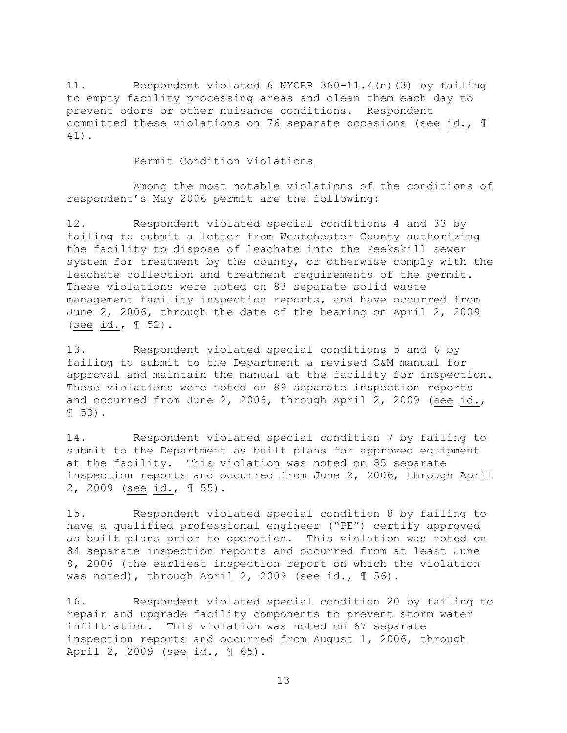11. Respondent violated 6 NYCRR 360-11.4(n)(3) by failing to empty facility processing areas and clean them each day to prevent odors or other nuisance conditions. Respondent committed these violations on 76 separate occasions (see id., ¶ 41).

Permit Condition Violations

Among the most notable violations of the conditions of respondent's May 2006 permit are the following:

12. Respondent violated special conditions 4 and 33 by failing to submit a letter from Westchester County authorizing the facility to dispose of leachate into the Peekskill sewer system for treatment by the county, or otherwise comply with the leachate collection and treatment requirements of the permit. These violations were noted on 83 separate solid waste management facility inspection reports, and have occurred from June 2, 2006, through the date of the hearing on April 2, 2009 (see id., ¶ 52).

13. Respondent violated special conditions 5 and 6 by failing to submit to the Department a revised O&M manual for approval and maintain the manual at the facility for inspection. These violations were noted on 89 separate inspection reports and occurred from June 2, 2006, through April 2, 2009 (see id., ¶ 53).

14. Respondent violated special condition 7 by failing to submit to the Department as built plans for approved equipment at the facility. This violation was noted on 85 separate inspection reports and occurred from June 2, 2006, through April 2, 2009 (see id., ¶ 55).

15. Respondent violated special condition 8 by failing to have a qualified professional engineer ("PE") certify approved as built plans prior to operation. This violation was noted on 84 separate inspection reports and occurred from at least June 8, 2006 (the earliest inspection report on which the violation was noted), through April 2, 2009 (see id., ¶ 56).

16. Respondent violated special condition 20 by failing to repair and upgrade facility components to prevent storm water infiltration. This violation was noted on 67 separate inspection reports and occurred from August 1, 2006, through April 2, 2009 (see id., ¶ 65).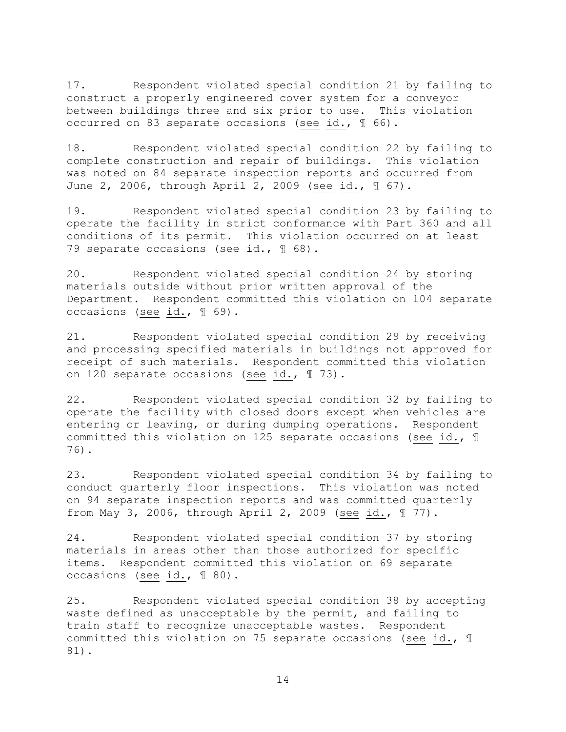17. Respondent violated special condition 21 by failing to construct a properly engineered cover system for a conveyor between buildings three and six prior to use. This violation occurred on 83 separate occasions (see id., ¶ 66).

18. Respondent violated special condition 22 by failing to complete construction and repair of buildings. This violation was noted on 84 separate inspection reports and occurred from June 2, 2006, through April 2, 2009 (see id., ¶ 67).

19. Respondent violated special condition 23 by failing to operate the facility in strict conformance with Part 360 and all conditions of its permit. This violation occurred on at least 79 separate occasions (see id., ¶ 68).

20. Respondent violated special condition 24 by storing materials outside without prior written approval of the Department. Respondent committed this violation on 104 separate occasions (see id., ¶ 69).

21. Respondent violated special condition 29 by receiving and processing specified materials in buildings not approved for receipt of such materials. Respondent committed this violation on 120 separate occasions (see id., ¶ 73).

22. Respondent violated special condition 32 by failing to operate the facility with closed doors except when vehicles are entering or leaving, or during dumping operations. Respondent committed this violation on 125 separate occasions (see id., ¶ 76).

23. Respondent violated special condition 34 by failing to conduct quarterly floor inspections. This violation was noted on 94 separate inspection reports and was committed quarterly from May 3, 2006, through April 2, 2009 (see id., ¶ 77).

24. Respondent violated special condition 37 by storing materials in areas other than those authorized for specific items. Respondent committed this violation on 69 separate occasions (see id., ¶ 80).

25. Respondent violated special condition 38 by accepting waste defined as unacceptable by the permit, and failing to train staff to recognize unacceptable wastes. Respondent committed this violation on 75 separate occasions (see id., ¶ 81).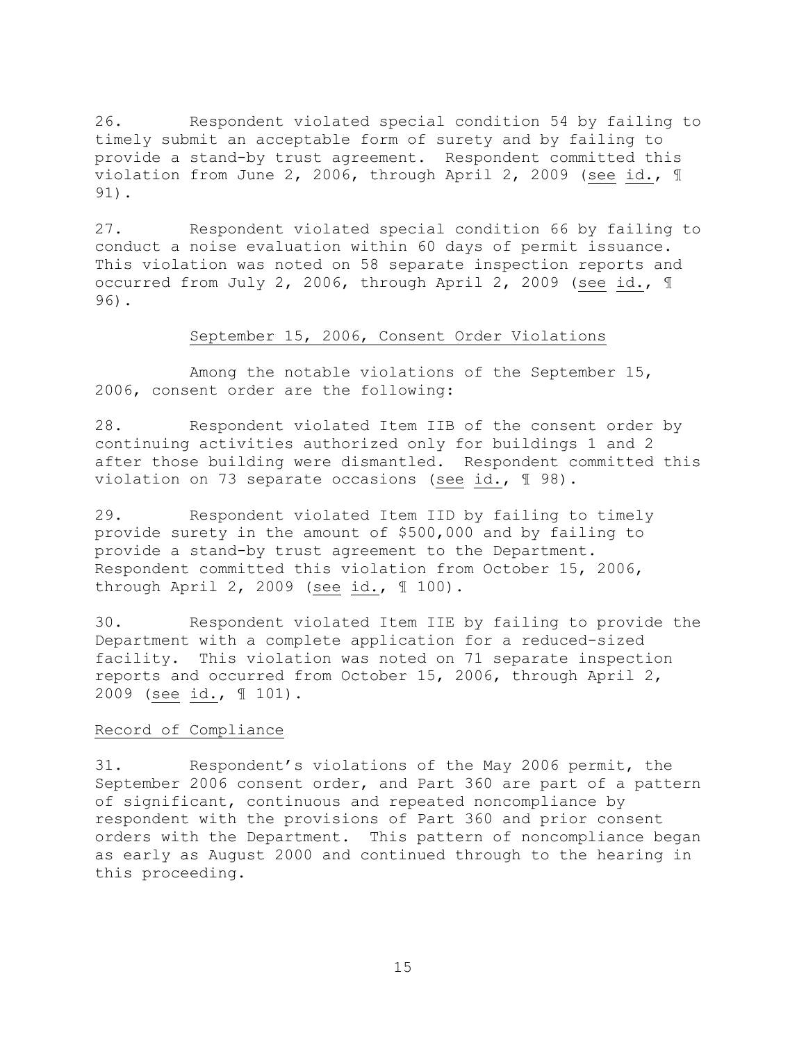26. Respondent violated special condition 54 by failing to timely submit an acceptable form of surety and by failing to provide a stand-by trust agreement. Respondent committed this violation from June 2, 2006, through April 2, 2009 (see id., ¶ 91).

27. Respondent violated special condition 66 by failing to conduct a noise evaluation within 60 days of permit issuance. This violation was noted on 58 separate inspection reports and occurred from July 2, 2006, through April 2, 2009 (see id., ¶ 96).

September 15, 2006, Consent Order Violations

Among the notable violations of the September 15, 2006, consent order are the following:

28. Respondent violated Item IIB of the consent order by continuing activities authorized only for buildings 1 and 2 after those building were dismantled. Respondent committed this violation on 73 separate occasions (see id., ¶ 98).

29. Respondent violated Item IID by failing to timely provide surety in the amount of $500,000 and by failing to provide a stand-by trust agreement to the Department. Respondent committed this violation from October 15, 2006, through April 2, 2009 (see id., ¶ 100).

30. Respondent violated Item IIE by failing to provide the Department with a complete application for a reduced-sized facility. This violation was noted on 71 separate inspection reports and occurred from October 15, 2006, through April 2, 2009 (see id., ¶ 101).

Record of Compliance

31. Respondent's violations of the May 2006 permit, the September 2006 consent order, and Part 360 are part of a pattern of significant, continuous and repeated noncompliance by respondent with the provisions of Part 360 and prior consent orders with the Department. This pattern of noncompliance began as early as August 2000 and continued through to the hearing in this proceeding.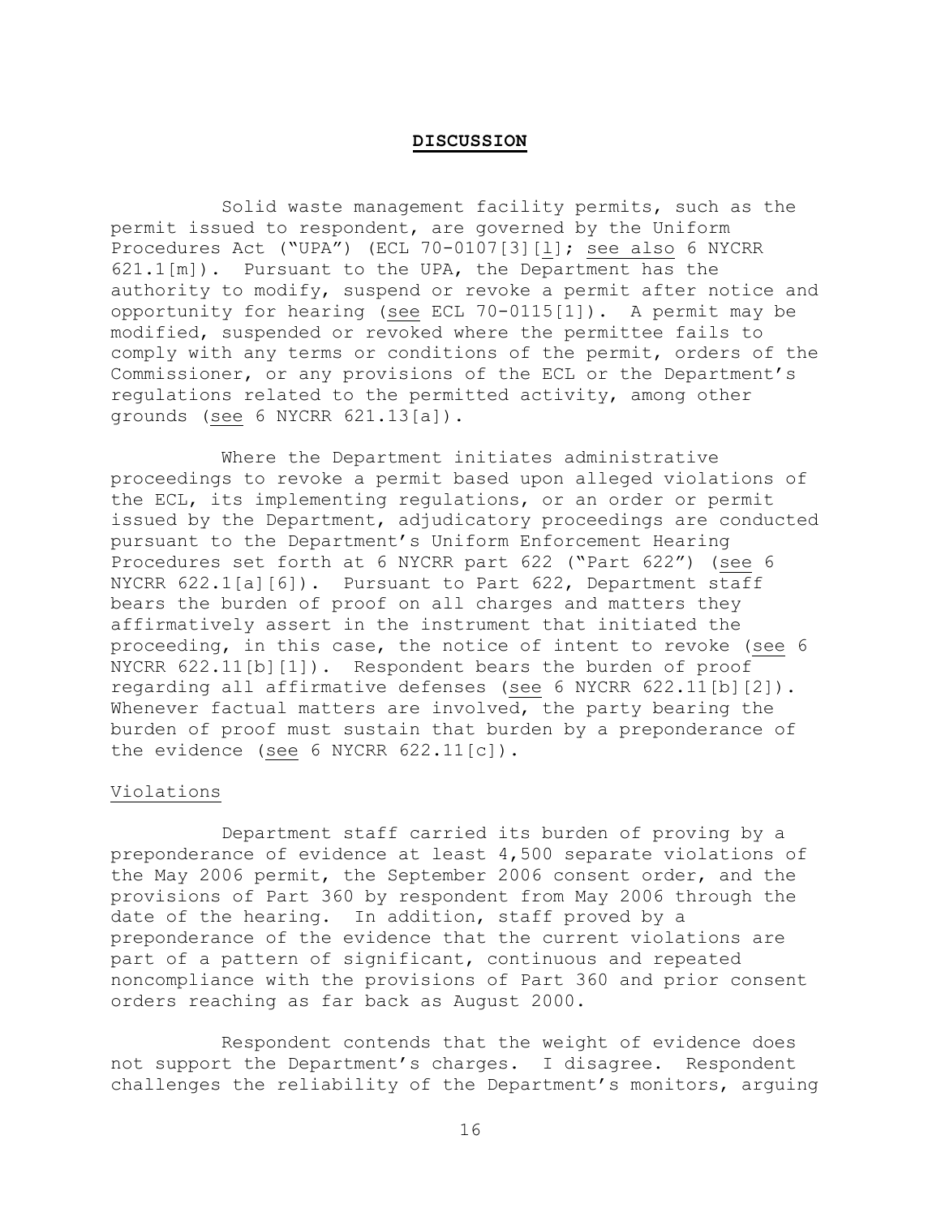## **DISCUSSION**

Solid waste management facility permits, such as the permit issued to respondent, are governed by the Uniform Procedures Act ("UPA") (ECL 70-0107[3][l]; see also 6 NYCRR 621.1[m]). Pursuant to the UPA, the Department has the authority to modify, suspend or revoke a permit after notice and opportunity for hearing (see ECL 70-0115[1]). A permit may be modified, suspended or revoked where the permittee fails to comply with any terms or conditions of the permit, orders of the Commissioner, or any provisions of the ECL or the Department's regulations related to the permitted activity, among other grounds (see 6 NYCRR 621.13[a]).

Where the Department initiates administrative proceedings to revoke a permit based upon alleged violations of the ECL, its implementing regulations, or an order or permit issued by the Department, adjudicatory proceedings are conducted pursuant to the Department's Uniform Enforcement Hearing Procedures set forth at 6 NYCRR part 622 ("Part 622") (see 6 NYCRR 622.1[a][6]). Pursuant to Part 622, Department staff bears the burden of proof on all charges and matters they affirmatively assert in the instrument that initiated the proceeding, in this case, the notice of intent to revoke (see 6 NYCRR 622.11[b][1]). Respondent bears the burden of proof regarding all affirmative defenses (see 6 NYCRR 622.11[b][2]). Whenever factual matters are involved, the party bearing the burden of proof must sustain that burden by a preponderance of the evidence (see 6 NYCRR 622.11[c]).

Violations

Department staff carried its burden of proving by a preponderance of evidence at least 4,500 separate violations of the May 2006 permit, the September 2006 consent order, and the provisions of Part 360 by respondent from May 2006 through the date of the hearing. In addition, staff proved by a preponderance of the evidence that the current violations are part of a pattern of significant, continuous and repeated noncompliance with the provisions of Part 360 and prior consent orders reaching as far back as August 2000.

Respondent contends that the weight of evidence does not support the Department's charges. I disagree. Respondent challenges the reliability of the Department's monitors, arguing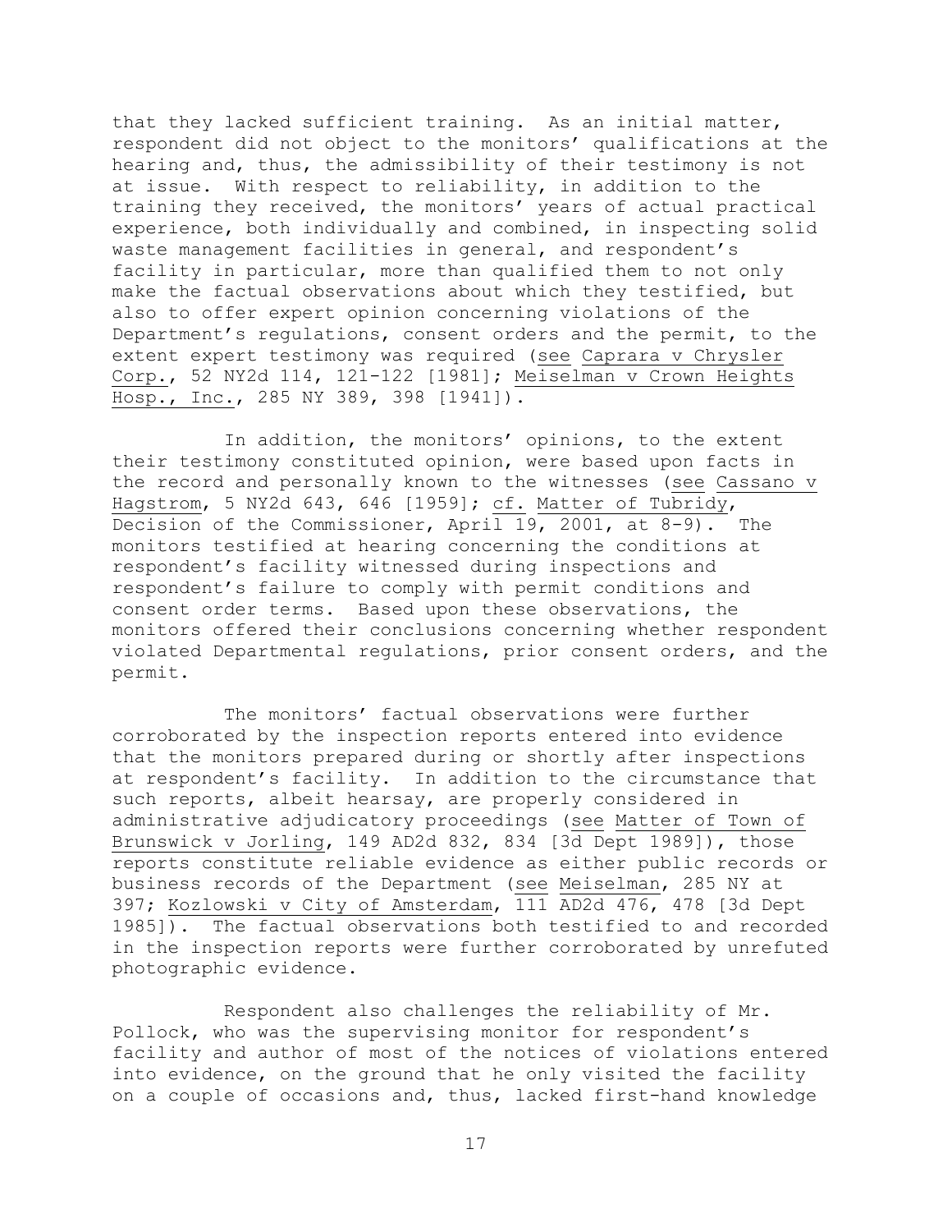that they lacked sufficient training. As an initial matter, respondent did not object to the monitors' qualifications at the hearing and, thus, the admissibility of their testimony is not at issue. With respect to reliability, in addition to the training they received, the monitors' years of actual practical experience, both individually and combined, in inspecting solid waste management facilities in general, and respondent's facility in particular, more than qualified them to not only make the factual observations about which they testified, but also to offer expert opinion concerning violations of the Department's regulations, consent orders and the permit, to the extent expert testimony was required (see Caprara v Chrysler Corp., 52 NY2d 114, 121-122 [1981]; Meiselman v Crown Heights Hosp., Inc., 285 NY 389, 398 [1941]).

In addition, the monitors' opinions, to the extent their testimony constituted opinion, were based upon facts in the record and personally known to the witnesses (see Cassano v Hagstrom, 5 NY2d 643, 646 [1959]; cf. Matter of Tubridy, Decision of the Commissioner, April 19, 2001, at 8-9). The monitors testified at hearing concerning the conditions at respondent's facility witnessed during inspections and respondent's failure to comply with permit conditions and consent order terms. Based upon these observations, the monitors offered their conclusions concerning whether respondent violated Departmental regulations, prior consent orders, and the permit.

The monitors' factual observations were further corroborated by the inspection reports entered into evidence that the monitors prepared during or shortly after inspections at respondent's facility. In addition to the circumstance that such reports, albeit hearsay, are properly considered in administrative adjudicatory proceedings (see Matter of Town of Brunswick v Jorling, 149 AD2d 832, 834 [3d Dept 1989]), those reports constitute reliable evidence as either public records or business records of the Department (see Meiselman, 285 NY at 397; Kozlowski v City of Amsterdam, 111 AD2d 476, 478 [3d Dept 1985]). The factual observations both testified to and recorded in the inspection reports were further corroborated by unrefuted photographic evidence.

Respondent also challenges the reliability of Mr. Pollock, who was the supervising monitor for respondent's facility and author of most of the notices of violations entered into evidence, on the ground that he only visited the facility on a couple of occasions and, thus, lacked first-hand knowledge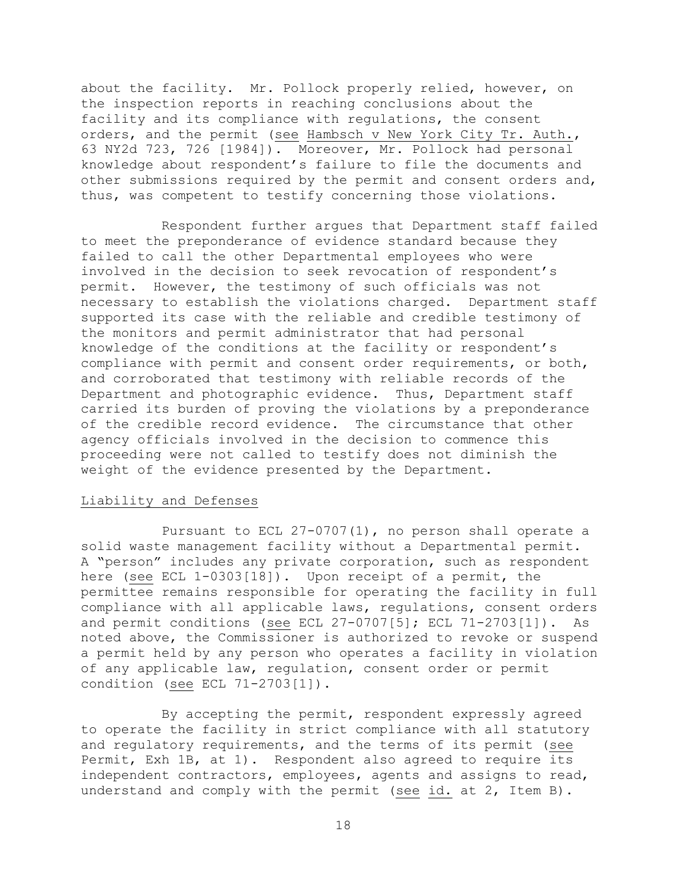about the facility. Mr. Pollock properly relied, however, on the inspection reports in reaching conclusions about the facility and its compliance with regulations, the consent orders, and the permit (see Hambsch v New York City Tr. Auth., 63 NY2d 723, 726 [1984]). Moreover, Mr. Pollock had personal knowledge about respondent's failure to file the documents and other submissions required by the permit and consent orders and, thus, was competent to testify concerning those violations.

Respondent further argues that Department staff failed to meet the preponderance of evidence standard because they failed to call the other Departmental employees who were involved in the decision to seek revocation of respondent's permit. However, the testimony of such officials was not necessary to establish the violations charged. Department staff supported its case with the reliable and credible testimony of the monitors and permit administrator that had personal knowledge of the conditions at the facility or respondent's compliance with permit and consent order requirements, or both, and corroborated that testimony with reliable records of the Department and photographic evidence. Thus, Department staff carried its burden of proving the violations by a preponderance of the credible record evidence. The circumstance that other agency officials involved in the decision to commence this proceeding were not called to testify does not diminish the weight of the evidence presented by the Department.

Liability and Defenses

Pursuant to ECL 27-0707(1), no person shall operate a solid waste management facility without a Departmental permit. A "person" includes any private corporation, such as respondent here (see ECL 1-0303[18]). Upon receipt of a permit, the permittee remains responsible for operating the facility in full compliance with all applicable laws, regulations, consent orders and permit conditions (see ECL 27-0707[5]; ECL 71-2703[1]). As noted above, the Commissioner is authorized to revoke or suspend a permit held by any person who operates a facility in violation of any applicable law, regulation, consent order or permit condition (see ECL 71-2703[1]).

By accepting the permit, respondent expressly agreed to operate the facility in strict compliance with all statutory and regulatory requirements, and the terms of its permit (see Permit, Exh 1B, at 1). Respondent also agreed to require its independent contractors, employees, agents and assigns to read, understand and comply with the permit (see id. at 2, Item B).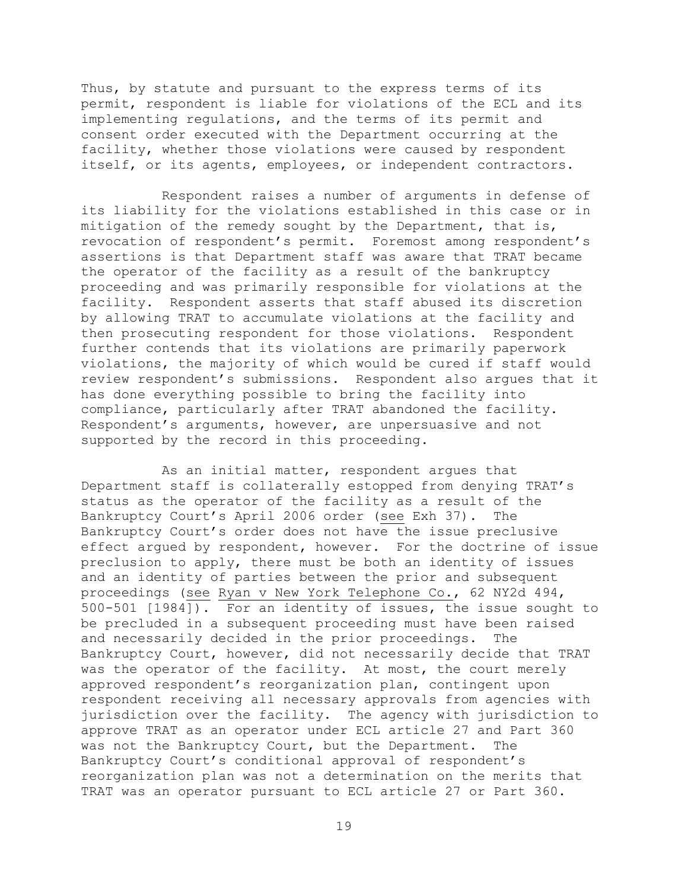Thus, by statute and pursuant to the express terms of its permit, respondent is liable for violations of the ECL and its implementing regulations, and the terms of its permit and consent order executed with the Department occurring at the facility, whether those violations were caused by respondent itself, or its agents, employees, or independent contractors.

Respondent raises a number of arguments in defense of its liability for the violations established in this case or in mitigation of the remedy sought by the Department, that is, revocation of respondent's permit. Foremost among respondent's assertions is that Department staff was aware that TRAT became the operator of the facility as a result of the bankruptcy proceeding and was primarily responsible for violations at the facility. Respondent asserts that staff abused its discretion by allowing TRAT to accumulate violations at the facility and then prosecuting respondent for those violations. Respondent further contends that its violations are primarily paperwork violations, the majority of which would be cured if staff would review respondent's submissions. Respondent also argues that it has done everything possible to bring the facility into compliance, particularly after TRAT abandoned the facility. Respondent's arguments, however, are unpersuasive and not supported by the record in this proceeding.

As an initial matter, respondent argues that Department staff is collaterally estopped from denying TRAT's status as the operator of the facility as a result of the Bankruptcy Court's April 2006 order (see Exh 37). The Bankruptcy Court's order does not have the issue preclusive effect argued by respondent, however. For the doctrine of issue preclusion to apply, there must be both an identity of issues and an identity of parties between the prior and subsequent proceedings (see Ryan v New York Telephone Co., 62 NY2d 494, 500-501 [1984]). For an identity of issues, the issue sought to be precluded in a subsequent proceeding must have been raised and necessarily decided in the prior proceedings. The Bankruptcy Court, however, did not necessarily decide that TRAT was the operator of the facility. At most, the court merely approved respondent's reorganization plan, contingent upon respondent receiving all necessary approvals from agencies with jurisdiction over the facility. The agency with jurisdiction to approve TRAT as an operator under ECL article 27 and Part 360 was not the Bankruptcy Court, but the Department. The Bankruptcy Court's conditional approval of respondent's reorganization plan was not a determination on the merits that TRAT was an operator pursuant to ECL article 27 or Part 360.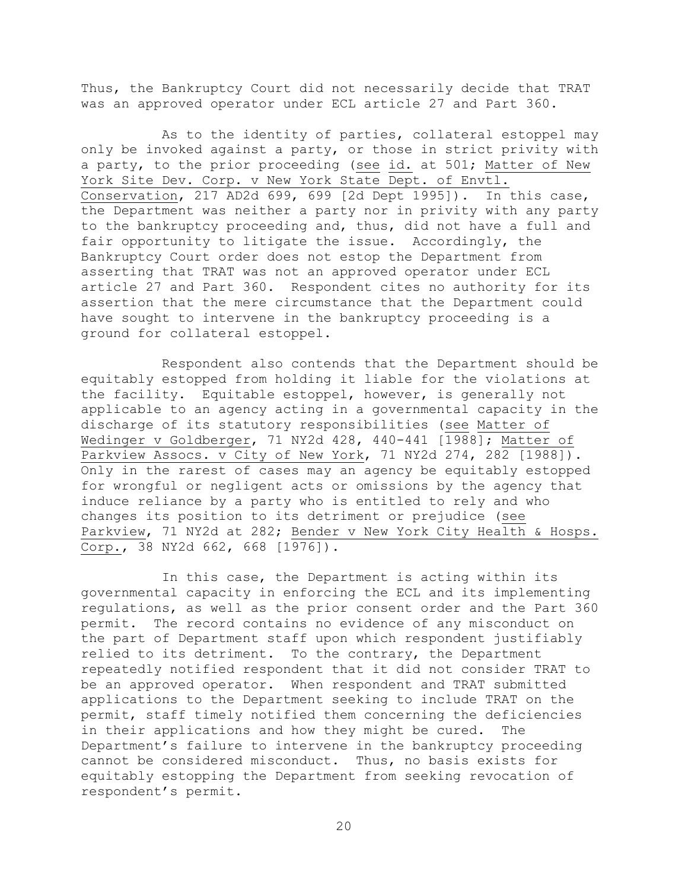Thus, the Bankruptcy Court did not necessarily decide that TRAT was an approved operator under ECL article 27 and Part 360.

As to the identity of parties, collateral estoppel may only be invoked against a party, or those in strict privity with a party, to the prior proceeding (see id. at 501; Matter of New York Site Dev. Corp. v New York State Dept. of Envtl. Conservation, 217 AD2d 699, 699 [2d Dept 1995]). In this case, the Department was neither a party nor in privity with any party to the bankruptcy proceeding and, thus, did not have a full and fair opportunity to litigate the issue. Accordingly, the Bankruptcy Court order does not estop the Department from asserting that TRAT was not an approved operator under ECL article 27 and Part 360. Respondent cites no authority for its assertion that the mere circumstance that the Department could have sought to intervene in the bankruptcy proceeding is a ground for collateral estoppel.

Respondent also contends that the Department should be equitably estopped from holding it liable for the violations at the facility. Equitable estoppel, however, is generally not applicable to an agency acting in a governmental capacity in the discharge of its statutory responsibilities (see Matter of Wedinger v Goldberger, 71 NY2d 428, 440-441 [1988]; Matter of Parkview Assocs. v City of New York, 71 NY2d 274, 282 [1988]). Only in the rarest of cases may an agency be equitably estopped for wrongful or negligent acts or omissions by the agency that induce reliance by a party who is entitled to rely and who changes its position to its detriment or prejudice (see Parkview, 71 NY2d at 282; Bender v New York City Health & Hosps. Corp., 38 NY2d 662, 668 [1976]).

In this case, the Department is acting within its governmental capacity in enforcing the ECL and its implementing regulations, as well as the prior consent order and the Part 360 permit. The record contains no evidence of any misconduct on the part of Department staff upon which respondent justifiably relied to its detriment. To the contrary, the Department repeatedly notified respondent that it did not consider TRAT to be an approved operator. When respondent and TRAT submitted applications to the Department seeking to include TRAT on the permit, staff timely notified them concerning the deficiencies in their applications and how they might be cured. The Department's failure to intervene in the bankruptcy proceeding cannot be considered misconduct. Thus, no basis exists for equitably estopping the Department from seeking revocation of respondent's permit.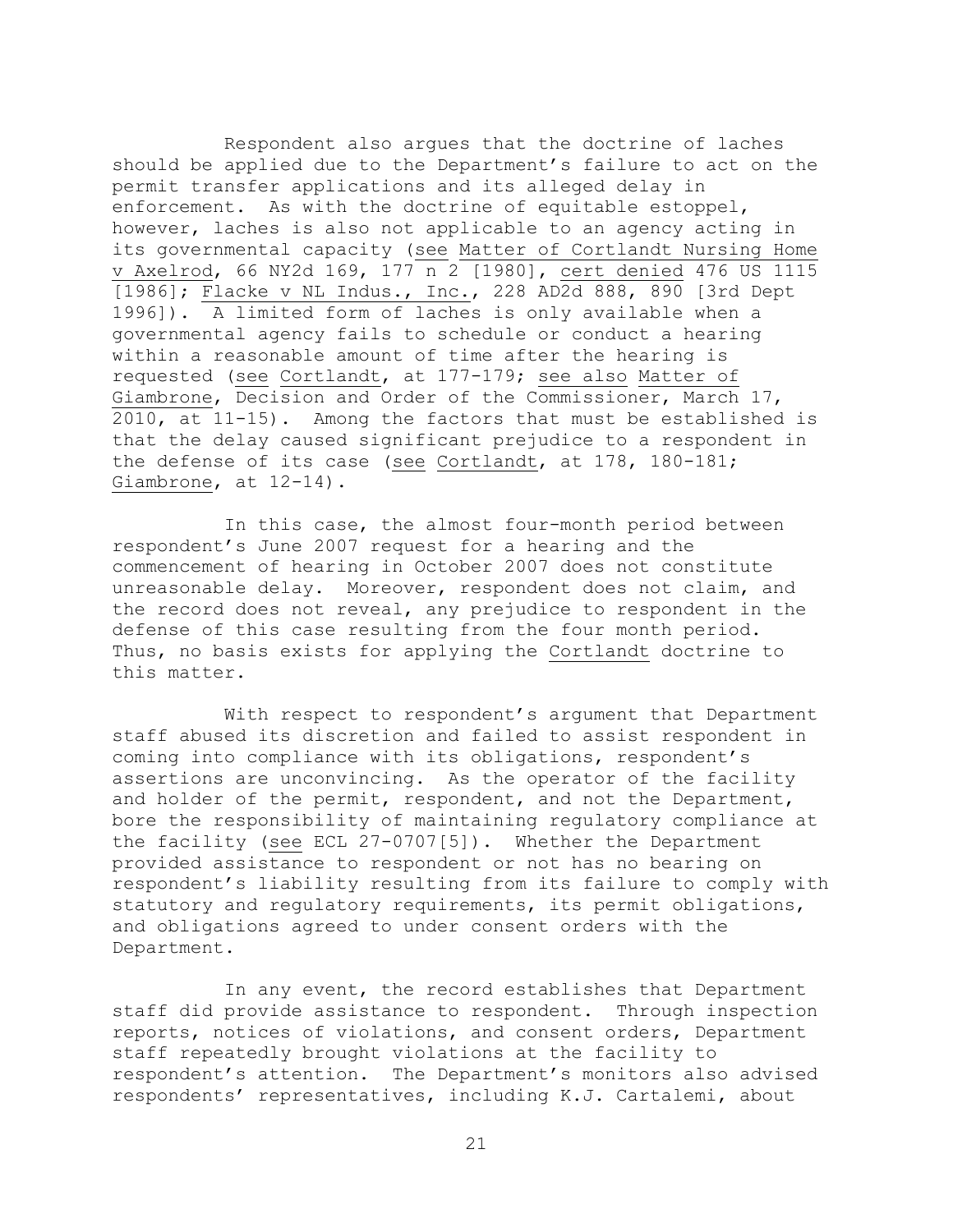Respondent also argues that the doctrine of laches should be applied due to the Department's failure to act on the permit transfer applications and its alleged delay in enforcement. As with the doctrine of equitable estoppel, however, laches is also not applicable to an agency acting in its governmental capacity (see Matter of Cortlandt Nursing Home v Axelrod, 66 NY2d 169, 177 n 2 [1980], cert denied 476 US 1115 [1986]; Flacke v NL Indus., Inc., 228 AD2d 888, 890 [3rd Dept 1996]). A limited form of laches is only available when a governmental agency fails to schedule or conduct a hearing within a reasonable amount of time after the hearing is requested (see Cortlandt, at 177-179; see also Matter of Giambrone, Decision and Order of the Commissioner, March 17, 2010, at 11-15). Among the factors that must be established is that the delay caused significant prejudice to a respondent in the defense of its case (see Cortlandt, at 178, 180-181; Giambrone, at 12-14).

In this case, the almost four-month period between respondent's June 2007 request for a hearing and the commencement of hearing in October 2007 does not constitute unreasonable delay. Moreover, respondent does not claim, and the record does not reveal, any prejudice to respondent in the defense of this case resulting from the four month period. Thus, no basis exists for applying the Cortlandt doctrine to this matter.

With respect to respondent's argument that Department staff abused its discretion and failed to assist respondent in coming into compliance with its obligations, respondent's assertions are unconvincing. As the operator of the facility and holder of the permit, respondent, and not the Department, bore the responsibility of maintaining regulatory compliance at the facility (see ECL 27-0707[5]). Whether the Department provided assistance to respondent or not has no bearing on respondent's liability resulting from its failure to comply with statutory and regulatory requirements, its permit obligations, and obligations agreed to under consent orders with the Department.

In any event, the record establishes that Department staff did provide assistance to respondent. Through inspection reports, notices of violations, and consent orders, Department staff repeatedly brought violations at the facility to respondent's attention. The Department's monitors also advised respondents' representatives, including K.J. Cartalemi, about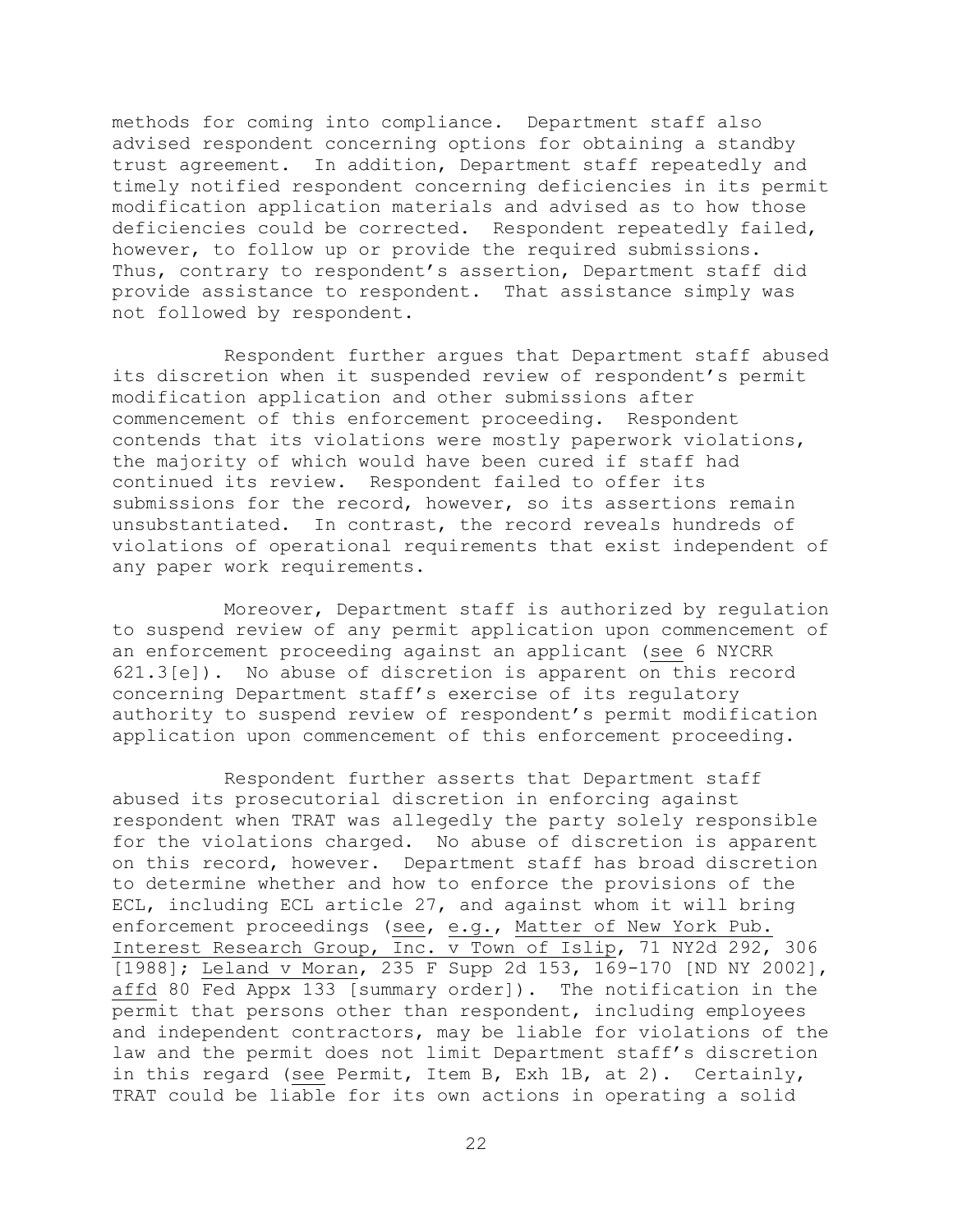methods for coming into compliance. Department staff also advised respondent concerning options for obtaining a standby trust agreement. In addition, Department staff repeatedly and timely notified respondent concerning deficiencies in its permit modification application materials and advised as to how those deficiencies could be corrected. Respondent repeatedly failed, however, to follow up or provide the required submissions. Thus, contrary to respondent's assertion, Department staff did provide assistance to respondent. That assistance simply was not followed by respondent.

Respondent further argues that Department staff abused its discretion when it suspended review of respondent's permit modification application and other submissions after commencement of this enforcement proceeding. Respondent contends that its violations were mostly paperwork violations, the majority of which would have been cured if staff had continued its review. Respondent failed to offer its submissions for the record, however, so its assertions remain unsubstantiated. In contrast, the record reveals hundreds of violations of operational requirements that exist independent of any paper work requirements.

Moreover, Department staff is authorized by regulation to suspend review of any permit application upon commencement of an enforcement proceeding against an applicant (see 6 NYCRR 621.3[e]). No abuse of discretion is apparent on this record concerning Department staff's exercise of its regulatory authority to suspend review of respondent's permit modification application upon commencement of this enforcement proceeding.

Respondent further asserts that Department staff abused its prosecutorial discretion in enforcing against respondent when TRAT was allegedly the party solely responsible for the violations charged. No abuse of discretion is apparent on this record, however. Department staff has broad discretion to determine whether and how to enforce the provisions of the ECL, including ECL article 27, and against whom it will bring enforcement proceedings (see, e.g., Matter of New York Pub. Interest Research Group, Inc. v Town of Islip, 71 NY2d 292, 306 [1988]; Leland v Moran, 235 F Supp 2d 153, 169-170 [ND NY 2002], affd 80 Fed Appx 133 [summary order]). The notification in the permit that persons other than respondent, including employees and independent contractors, may be liable for violations of the law and the permit does not limit Department staff's discretion in this regard (see Permit, Item B, Exh 1B, at 2). Certainly, TRAT could be liable for its own actions in operating a solid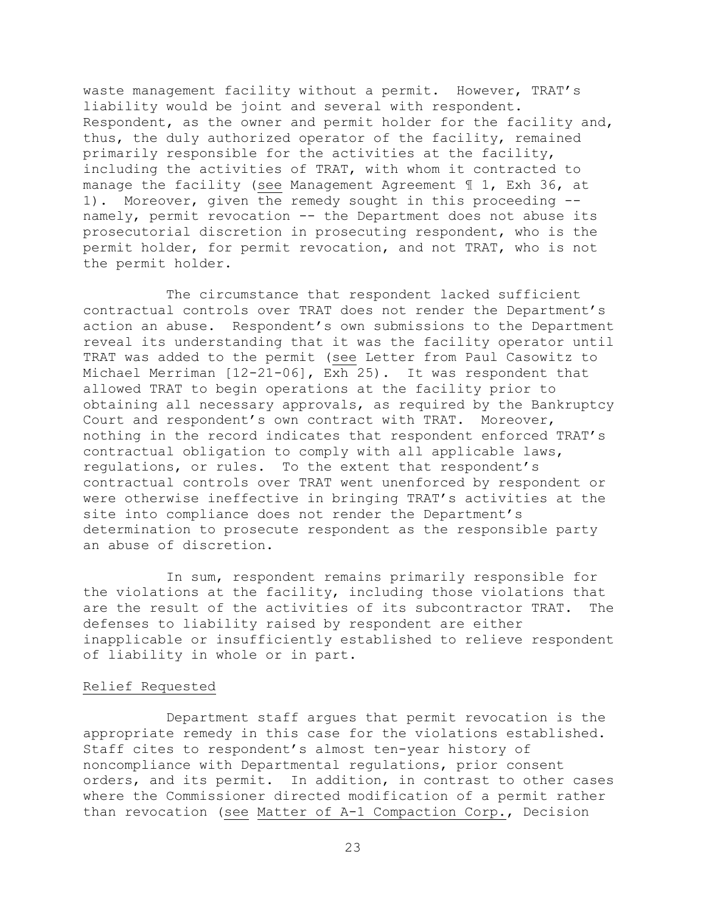waste management facility without a permit. However, TRAT's liability would be joint and several with respondent. Respondent, as the owner and permit holder for the facility and, thus, the duly authorized operator of the facility, remained primarily responsible for the activities at the facility, including the activities of TRAT, with whom it contracted to manage the facility (see Management Agreement ¶ 1, Exh 36, at 1). Moreover, given the remedy sought in this proceeding -- namely, permit revocation -- the Department does not abuse its prosecutorial discretion in prosecuting respondent, who is the permit holder, for permit revocation, and not TRAT, who is not the permit holder.

The circumstance that respondent lacked sufficient contractual controls over TRAT does not render the Department's action an abuse. Respondent's own submissions to the Department reveal its understanding that it was the facility operator until TRAT was added to the permit (see Letter from Paul Casowitz to Michael Merriman [12-21-06], Exh 25). It was respondent that allowed TRAT to begin operations at the facility prior to obtaining all necessary approvals, as required by the Bankruptcy Court and respondent's own contract with TRAT. Moreover, nothing in the record indicates that respondent enforced TRAT's contractual obligation to comply with all applicable laws, regulations, or rules. To the extent that respondent's contractual controls over TRAT went unenforced by respondent or were otherwise ineffective in bringing TRAT's activities at the site into compliance does not render the Department's determination to prosecute respondent as the responsible party an abuse of discretion.

In sum, respondent remains primarily responsible for the violations at the facility, including those violations that are the result of the activities of its subcontractor TRAT. The defenses to liability raised by respondent are either inapplicable or insufficiently established to relieve respondent of liability in whole or in part.

## Relief Requested

Department staff argues that permit revocation is the appropriate remedy in this case for the violations established. Staff cites to respondent's almost ten-year history of noncompliance with Departmental regulations, prior consent orders, and its permit. In addition, in contrast to other cases where the Commissioner directed modification of a permit rather than revocation (see Matter of A-1 Compaction Corp., Decision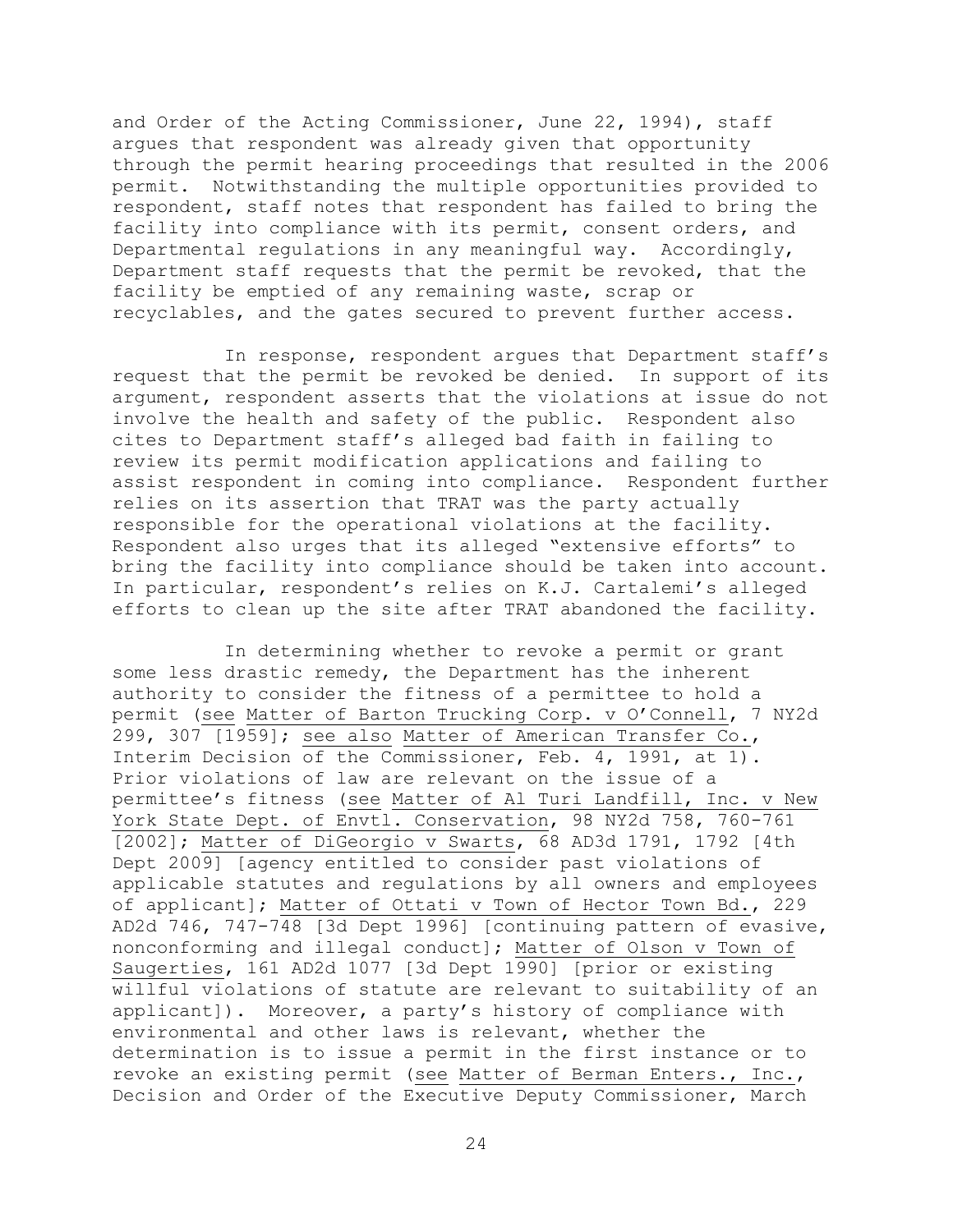and Order of the Acting Commissioner, June 22, 1994), staff argues that respondent was already given that opportunity through the permit hearing proceedings that resulted in the 2006 permit. Notwithstanding the multiple opportunities provided to respondent, staff notes that respondent has failed to bring the facility into compliance with its permit, consent orders, and Departmental regulations in any meaningful way. Accordingly, Department staff requests that the permit be revoked, that the facility be emptied of any remaining waste, scrap or recyclables, and the gates secured to prevent further access.

In response, respondent argues that Department staff's request that the permit be revoked be denied. In support of its argument, respondent asserts that the violations at issue do not involve the health and safety of the public. Respondent also cites to Department staff's alleged bad faith in failing to review its permit modification applications and failing to assist respondent in coming into compliance. Respondent further relies on its assertion that TRAT was the party actually responsible for the operational violations at the facility. Respondent also urges that its alleged "extensive efforts" to bring the facility into compliance should be taken into account. In particular, respondent's relies on K.J. Cartalemi's alleged efforts to clean up the site after TRAT abandoned the facility.

In determining whether to revoke a permit or grant some less drastic remedy, the Department has the inherent authority to consider the fitness of a permittee to hold a permit (see Matter of Barton Trucking Corp. v O'Connell, 7 NY2d 299, 307 [1959]; see also Matter of American Transfer Co., Interim Decision of the Commissioner, Feb. 4, 1991, at 1). Prior violations of law are relevant on the issue of a permittee's fitness (see Matter of Al Turi Landfill, Inc. v New York State Dept. of Envtl. Conservation, 98 NY2d 758, 760-761 [2002]; Matter of DiGeorgio v Swarts, 68 AD3d 1791, 1792 [4th Dept 2009] [agency entitled to consider past violations of applicable statutes and regulations by all owners and employees of applicant]; Matter of Ottati v Town of Hector Town Bd., 229 AD2d 746, 747-748 [3d Dept 1996] [continuing pattern of evasive, nonconforming and illegal conduct]; Matter of Olson v Town of Saugerties, 161 AD2d 1077 [3d Dept 1990] [prior or existing willful violations of statute are relevant to suitability of an applicant]). Moreover, a party's history of compliance with environmental and other laws is relevant, whether the determination is to issue a permit in the first instance or to revoke an existing permit (see Matter of Berman Enters., Inc., Decision and Order of the Executive Deputy Commissioner, March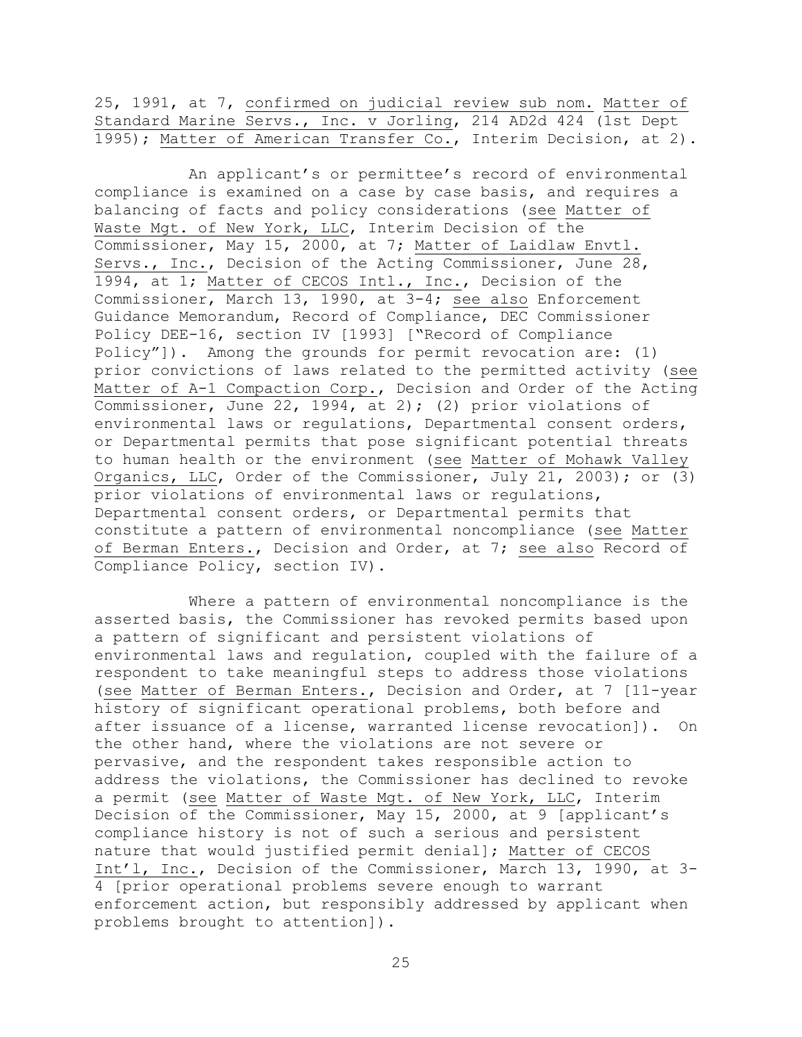25, 1991, at 7, confirmed on judicial review sub nom. Matter of Standard Marine Servs., Inc. v Jorling, 214 AD2d 424 (1st Dept 1995); Matter of American Transfer Co., Interim Decision, at 2).

An applicant's or permittee's record of environmental compliance is examined on a case by case basis, and requires a balancing of facts and policy considerations (see Matter of Waste Mgt. of New York, LLC, Interim Decision of the Commissioner, May 15, 2000, at 7; Matter of Laidlaw Envtl. Servs., Inc., Decision of the Acting Commissioner, June 28, 1994, at 1; Matter of CECOS Intl., Inc., Decision of the Commissioner, March 13, 1990, at 3-4; see also Enforcement Guidance Memorandum, Record of Compliance, DEC Commissioner Policy DEE-16, section IV [1993] ["Record of Compliance Policy"]). Among the grounds for permit revocation are: (1) prior convictions of laws related to the permitted activity (see Matter of A-1 Compaction Corp., Decision and Order of the Acting Commissioner, June 22, 1994, at 2); (2) prior violations of environmental laws or regulations, Departmental consent orders, or Departmental permits that pose significant potential threats to human health or the environment (see Matter of Mohawk Valley Organics, LLC, Order of the Commissioner, July 21, 2003); or (3) prior violations of environmental laws or regulations, Departmental consent orders, or Departmental permits that constitute a pattern of environmental noncompliance (see Matter of Berman Enters., Decision and Order, at 7; see also Record of Compliance Policy, section IV).

Where a pattern of environmental noncompliance is the asserted basis, the Commissioner has revoked permits based upon a pattern of significant and persistent violations of environmental laws and regulation, coupled with the failure of a respondent to take meaningful steps to address those violations (see Matter of Berman Enters., Decision and Order, at 7 [11-year history of significant operational problems, both before and after issuance of a license, warranted license revocation]). On the other hand, where the violations are not severe or pervasive, and the respondent takes responsible action to address the violations, the Commissioner has declined to revoke a permit (see Matter of Waste Mgt. of New York, LLC, Interim Decision of the Commissioner, May 15, 2000, at 9 [applicant's compliance history is not of such a serious and persistent nature that would justified permit denial]; Matter of CECOS Int'l, Inc., Decision of the Commissioner, March 13, 1990, at 3-4 [prior operational problems severe enough to warrant enforcement action, but responsibly addressed by applicant when problems brought to attention]).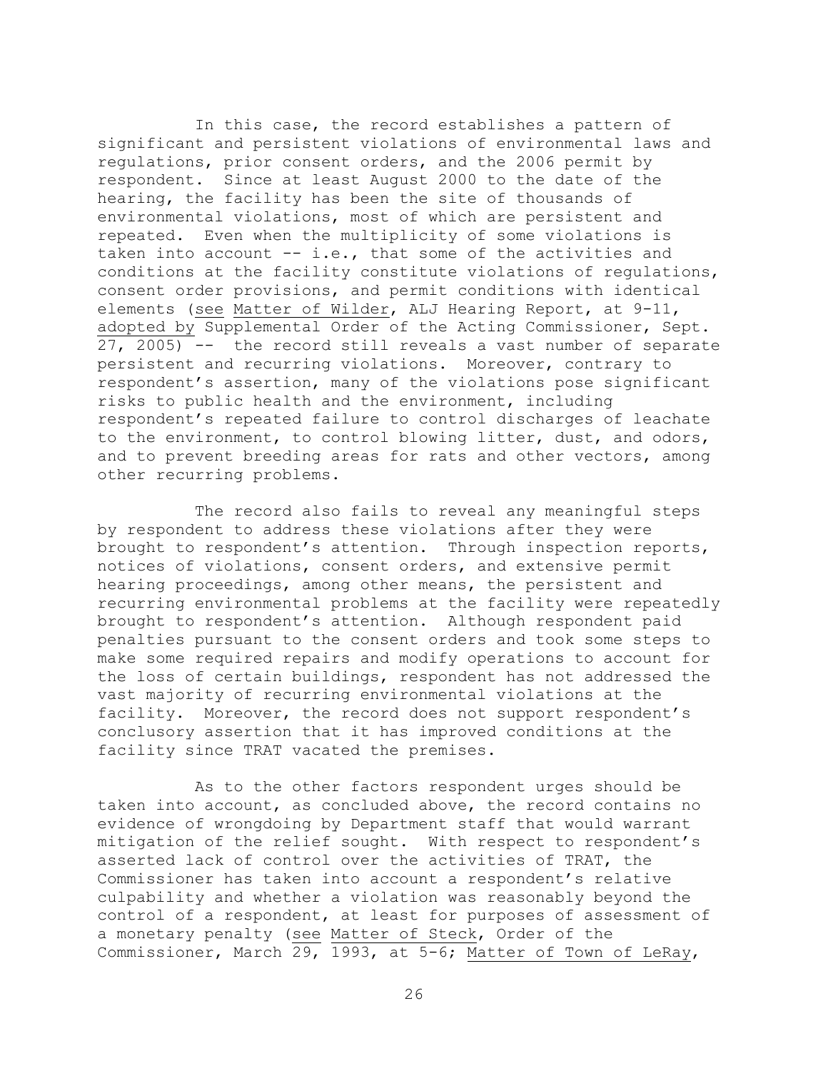In this case, the record establishes a pattern of significant and persistent violations of environmental laws and regulations, prior consent orders, and the 2006 permit by respondent. Since at least August 2000 to the date of the hearing, the facility has been the site of thousands of environmental violations, most of which are persistent and repeated. Even when the multiplicity of some violations is taken into account -- i.e., that some of the activities and conditions at the facility constitute violations of regulations, consent order provisions, and permit conditions with identical elements (see Matter of Wilder, ALJ Hearing Report, at 9-11, adopted by Supplemental Order of the Acting Commissioner, Sept. 27, 2005) -- the record still reveals a vast number of separate persistent and recurring violations. Moreover, contrary to respondent's assertion, many of the violations pose significant risks to public health and the environment, including respondent's repeated failure to control discharges of leachate to the environment, to control blowing litter, dust, and odors, and to prevent breeding areas for rats and other vectors, among other recurring problems.

The record also fails to reveal any meaningful steps by respondent to address these violations after they were brought to respondent's attention. Through inspection reports, notices of violations, consent orders, and extensive permit hearing proceedings, among other means, the persistent and recurring environmental problems at the facility were repeatedly brought to respondent's attention. Although respondent paid penalties pursuant to the consent orders and took some steps to make some required repairs and modify operations to account for the loss of certain buildings, respondent has not addressed the vast majority of recurring environmental violations at the facility. Moreover, the record does not support respondent's conclusory assertion that it has improved conditions at the facility since TRAT vacated the premises.

As to the other factors respondent urges should be taken into account, as concluded above, the record contains no evidence of wrongdoing by Department staff that would warrant mitigation of the relief sought. With respect to respondent's asserted lack of control over the activities of TRAT, the Commissioner has taken into account a respondent's relative culpability and whether a violation was reasonably beyond the control of a respondent, at least for purposes of assessment of a monetary penalty (see Matter of Steck, Order of the Commissioner, March 29, 1993, at 5-6; Matter of Town of LeRay,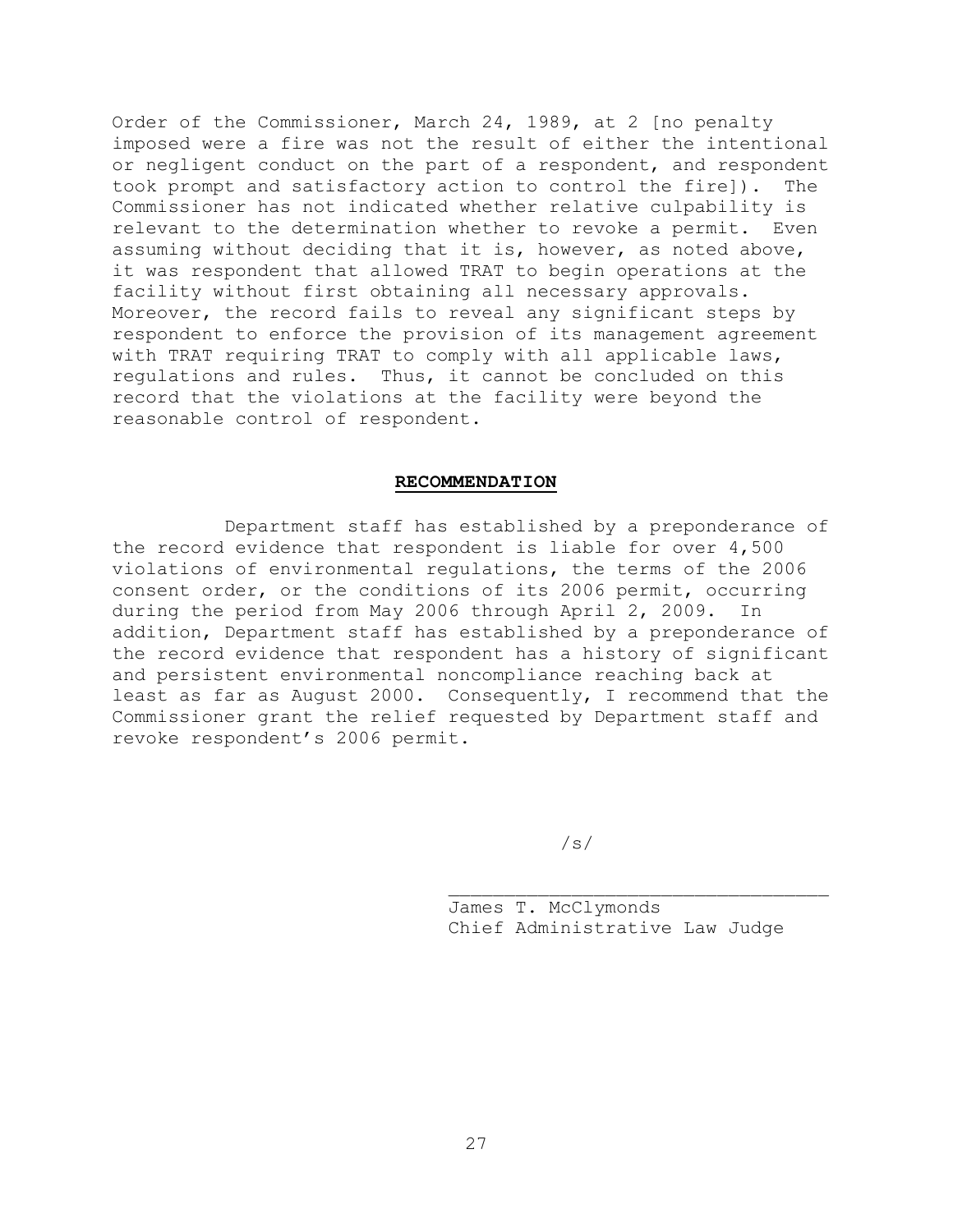Order of the Commissioner, March 24, 1989, at 2 [no penalty imposed were a fire was not the result of either the intentional or negligent conduct on the part of a respondent, and respondent took prompt and satisfactory action to control the fire]). The Commissioner has not indicated whether relative culpability is relevant to the determination whether to revoke a permit. Even assuming without deciding that it is, however, as noted above, it was respondent that allowed TRAT to begin operations at the facility without first obtaining all necessary approvals. Moreover, the record fails to reveal any significant steps by respondent to enforce the provision of its management agreement with TRAT requiring TRAT to comply with all applicable laws, regulations and rules. Thus, it cannot be concluded on this record that the violations at the facility were beyond the reasonable control of respondent.

## RECOMMENDATION

Department staff has established by a preponderance of the record evidence that respondent is liable for over 4,500 violations of environmental regulations, the terms of the 2006 consent order, or the conditions of its 2006 permit, occurring during the period from May 2006 through April 2, 2009. In addition, Department staff has established by a preponderance of the record evidence that respondent has a history of significant and persistent environmental noncompliance reaching back at least as far as August 2000. Consequently, I recommend that the Commissioner grant the relief requested by Department staff and revoke respondent's 2006 permit.

/s/

James T. McClymonds
Chief Administrative Law Judge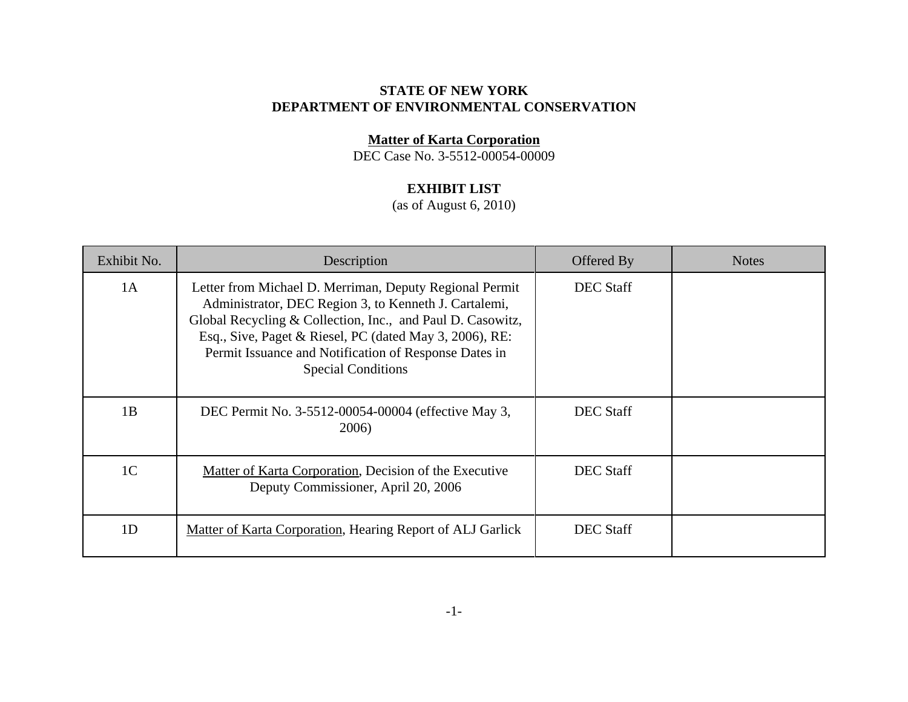**STATE OF NEW YORK**
**DEPARTMENT OF ENVIRONMENTAL CONSERVATION**

**Matter of Karta Corporation**
DEC Case No. 3-5512-00054-00009

**EXHIBIT LIST**
(as of August 6, 2010)

| Exhibit No. | Description | Offered By | Notes |
|---|---|---|---|
| 1A | Letter from Michael D. Merriman, Deputy Regional Permit Administrator, DEC Region 3, to Kenneth J. Cartalemi, Global Recycling & Collection, Inc., and Paul D. Casowitz, Esq., Sive, Paget & Riesel, PC (dated May 3, 2006), RE: Permit Issuance and Notification of Response Dates in Special Conditions | DEC Staff | |
| 1B | DEC Permit No. 3-5512-00054-00004 (effective May 3, 2006) | DEC Staff | |
| 1C | Matter of Karta Corporation, Decision of the Executive Deputy Commissioner, April 20, 2006 | DEC Staff | |
| 1D | Matter of Karta Corporation, Hearing Report of ALJ Garlick | DEC Staff | |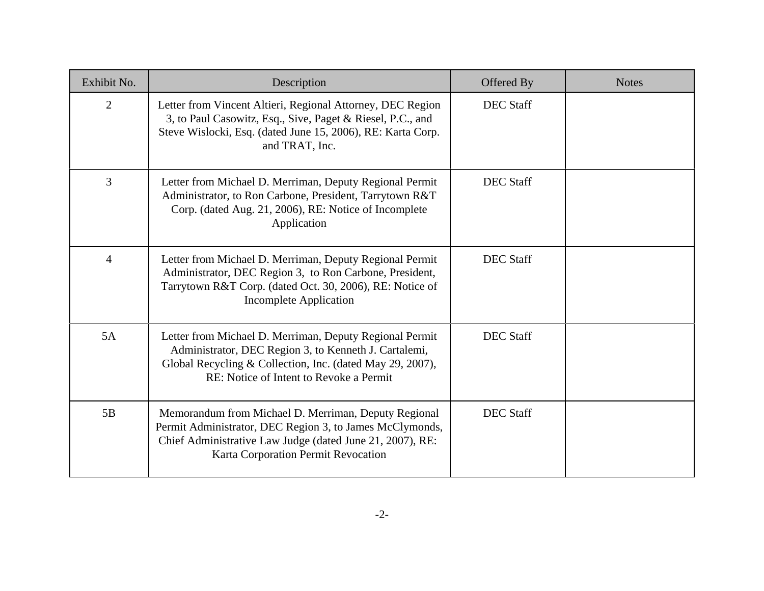| Exhibit No. | Description | Offered By | Notes |
|---|---|---|---|
| 2 | Letter from Vincent Altieri, Regional Attorney, DEC Region 3, to Paul Casowitz, Esq., Sive, Paget & Riesel, P.C., and Steve Wislocki, Esq. (dated June 15, 2006), RE: Karta Corp. and TRAT, Inc. | DEC Staff | |
| 3 | Letter from Michael D. Merriman, Deputy Regional Permit Administrator, to Ron Carbone, President, Tarrytown R&T Corp. (dated Aug. 21, 2006), RE: Notice of Incomplete Application | DEC Staff | |
| 4 | Letter from Michael D. Merriman, Deputy Regional Permit Administrator, DEC Region 3, to Ron Carbone, President, Tarrytown R&T Corp. (dated Oct. 30, 2006), RE: Notice of Incomplete Application | DEC Staff | |
| 5A | Letter from Michael D. Merriman, Deputy Regional Permit Administrator, DEC Region 3, to Kenneth J. Cartalemi, Global Recycling & Collection, Inc. (dated May 29, 2007), RE: Notice of Intent to Revoke a Permit | DEC Staff | |
| 5B | Memorandum from Michael D. Merriman, Deputy Regional Permit Administrator, DEC Region 3, to James McClymonds, Chief Administrative Law Judge (dated June 21, 2007), RE: Karta Corporation Permit Revocation | DEC Staff | |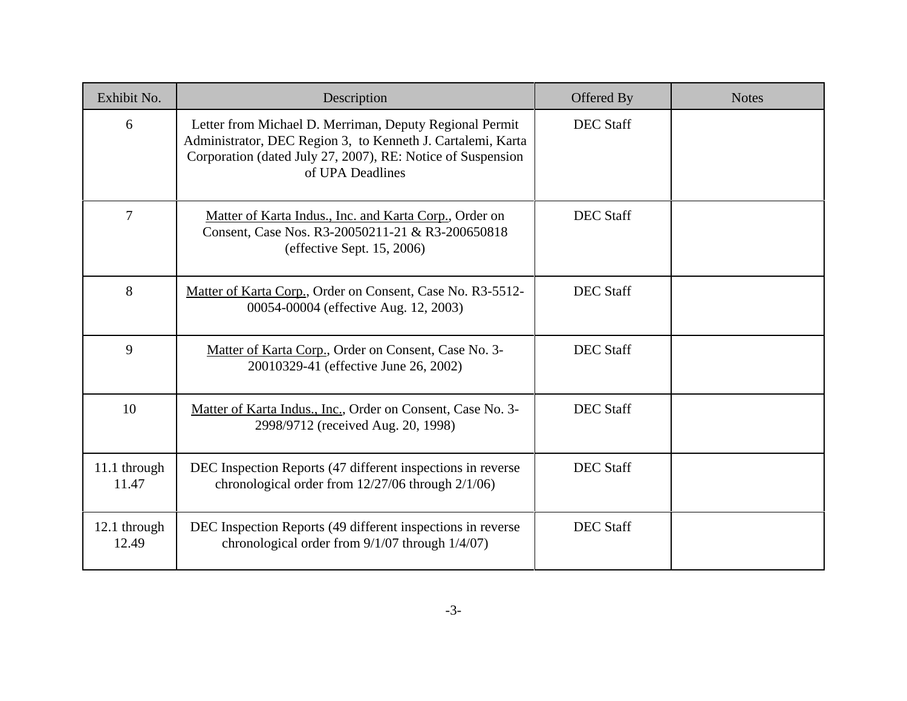| Exhibit No. | Description | Offered By | Notes |
|---|---|---|---|
| 6 | Letter from Michael D. Merriman, Deputy Regional Permit Administrator, DEC Region 3, to Kenneth J. Cartalemi, Karta Corporation (dated July 27, 2007), RE: Notice of Suspension of UPA Deadlines | DEC Staff | |
| 7 | Matter of Karta Indus., Inc. and Karta Corp., Order on Consent, Case Nos. R3-20050211-21 & R3-200650818 (effective Sept. 15, 2006) | DEC Staff | |
| 8 | Matter of Karta Corp., Order on Consent, Case No. R3-5512-00054-00004 (effective Aug. 12, 2003) | DEC Staff | |
| 9 | Matter of Karta Corp., Order on Consent, Case No. 3-20010329-41 (effective June 26, 2002) | DEC Staff | |
| 10 | Matter of Karta Indus., Inc., Order on Consent, Case No. 3-2998/9712 (received Aug. 20, 1998) | DEC Staff | |
| 11.1 through 11.47 | DEC Inspection Reports (47 different inspections in reverse chronological order from 12/27/06 through 2/1/06) | DEC Staff | |
| 12.1 through 12.49 | DEC Inspection Reports (49 different inspections in reverse chronological order from 9/1/07 through 1/4/07) | DEC Staff | |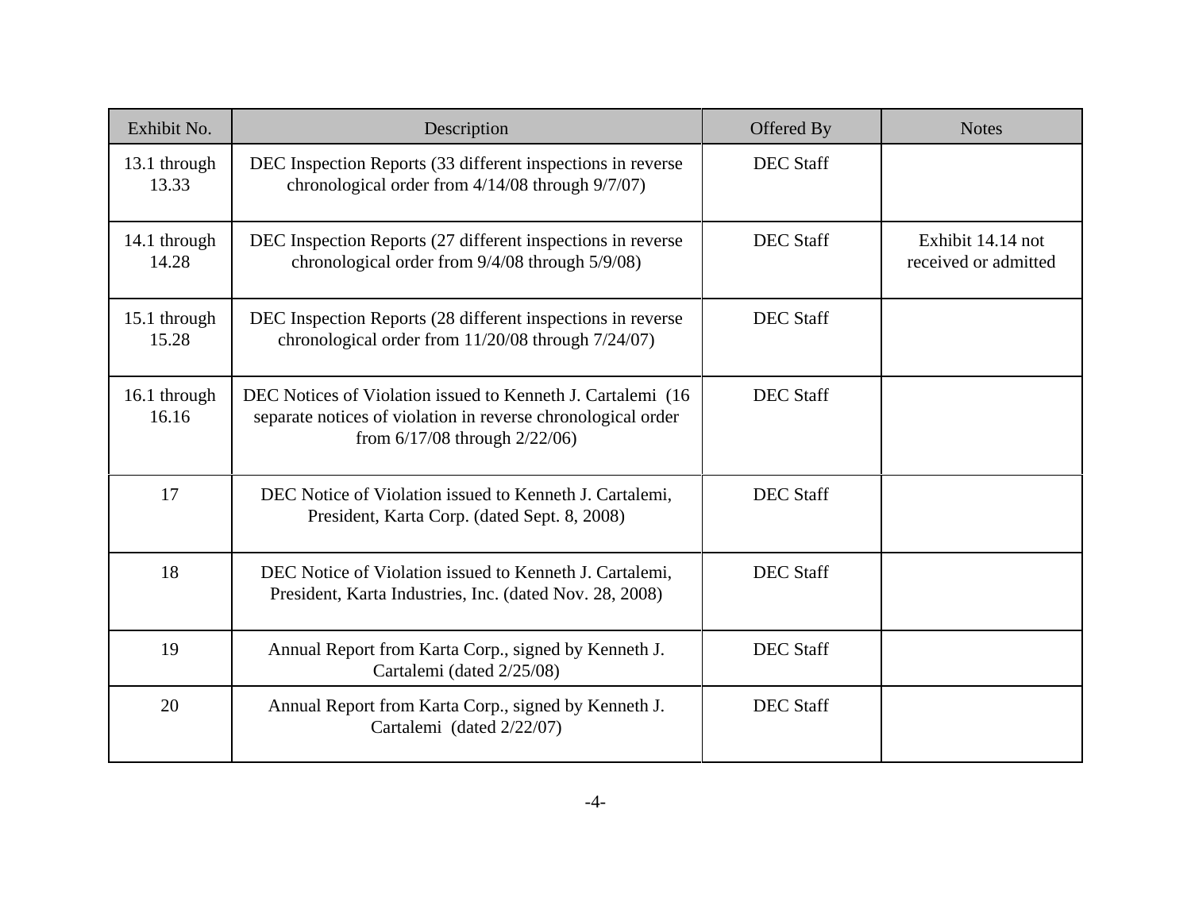| Exhibit No. | Description | Offered By | Notes |
|---|---|---|---|
| 13.1 through 13.33 | DEC Inspection Reports (33 different inspections in reverse chronological order from 4/14/08 through 9/7/07) | DEC Staff | |
| 14.1 through 14.28 | DEC Inspection Reports (27 different inspections in reverse chronological order from 9/4/08 through 5/9/08) | DEC Staff | Exhibit 14.14 not received or admitted |
| 15.1 through 15.28 | DEC Inspection Reports (28 different inspections in reverse chronological order from 11/20/08 through 7/24/07) | DEC Staff | |
| 16.1 through 16.16 | DEC Notices of Violation issued to Kenneth J. Cartalemi (16 separate notices of violation in reverse chronological order from 6/17/08 through 2/22/06) | DEC Staff | |
| 17 | DEC Notice of Violation issued to Kenneth J. Cartalemi, President, Karta Corp. (dated Sept. 8, 2008) | DEC Staff | |
| 18 | DEC Notice of Violation issued to Kenneth J. Cartalemi, President, Karta Industries, Inc. (dated Nov. 28, 2008) | DEC Staff | |
| 19 | Annual Report from Karta Corp., signed by Kenneth J. Cartalemi (dated 2/25/08) | DEC Staff | |
| 20 | Annual Report from Karta Corp., signed by Kenneth J. Cartalemi (dated 2/22/07) | DEC Staff | |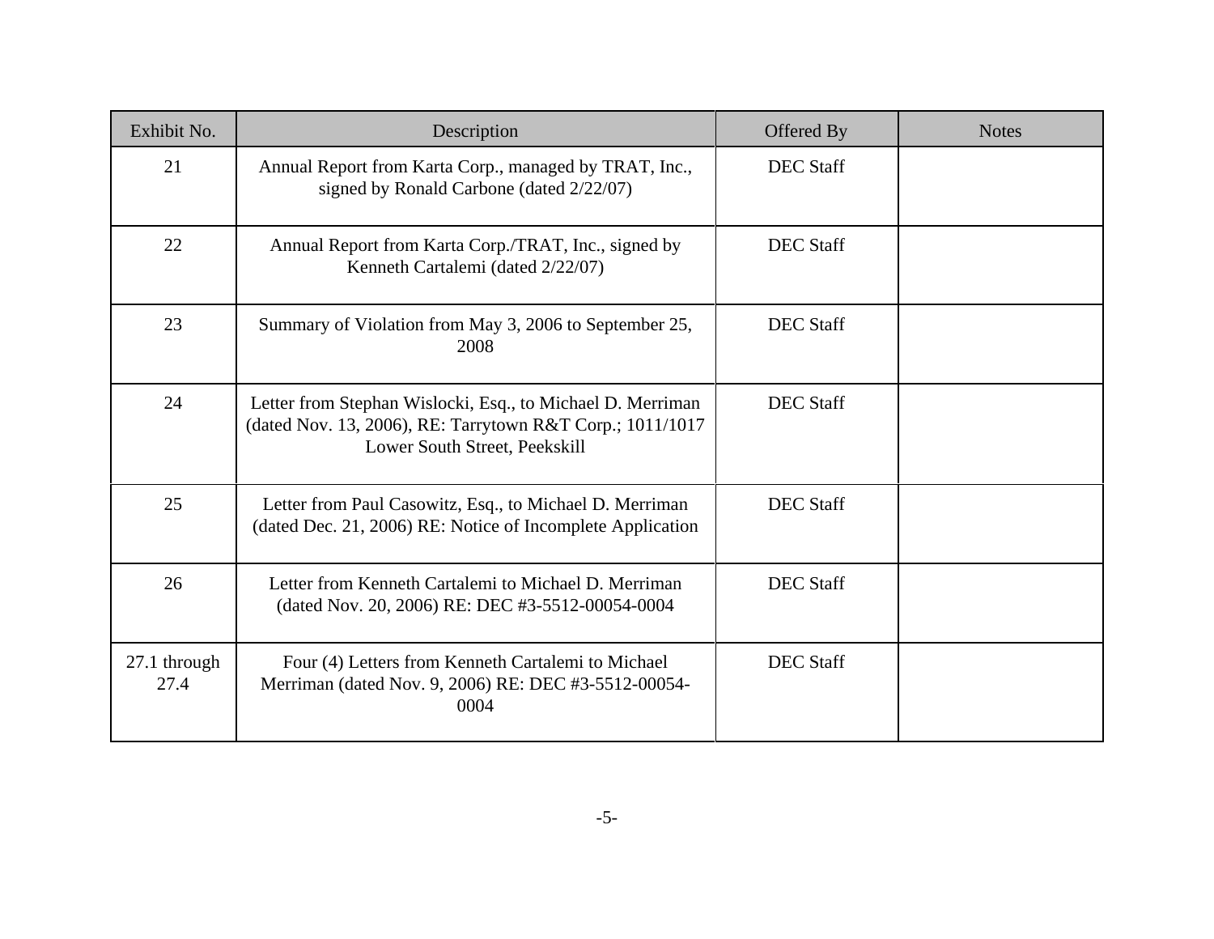| Exhibit No. | Description | Offered By | Notes |
|---|---|---|---|
| 21 | Annual Report from Karta Corp., managed by TRAT, Inc., signed by Ronald Carbone (dated 2/22/07) | DEC Staff | |
| 22 | Annual Report from Karta Corp./TRAT, Inc., signed by Kenneth Cartalemi (dated 2/22/07) | DEC Staff | |
| 23 | Summary of Violation from May 3, 2006 to September 25, 2008 | DEC Staff | |
| 24 | Letter from Stephan Wislocki, Esq., to Michael D. Merriman (dated Nov. 13, 2006), RE: Tarrytown R&T Corp.; 1011/1017 Lower South Street, Peekskill | DEC Staff | |
| 25 | Letter from Paul Casowitz, Esq., to Michael D. Merriman (dated Dec. 21, 2006) RE: Notice of Incomplete Application | DEC Staff | |
| 26 | Letter from Kenneth Cartalemi to Michael D. Merriman (dated Nov. 20, 2006) RE: DEC #3-5512-00054-0004 | DEC Staff | |
| 27.1 through 27.4 | Four (4) Letters from Kenneth Cartalemi to Michael Merriman (dated Nov. 9, 2006) RE: DEC #3-5512-00054-0004 | DEC Staff | |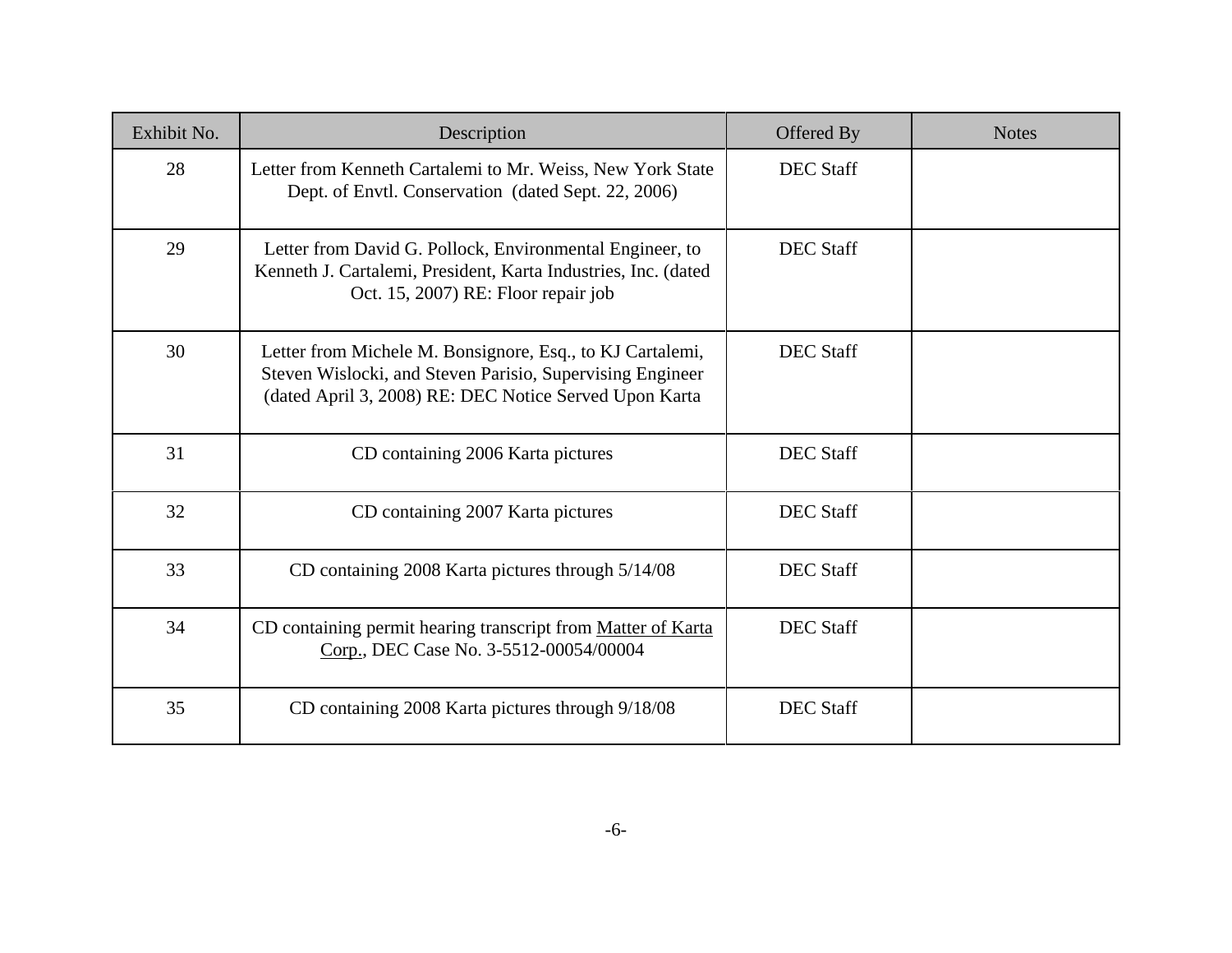| Exhibit No. | Description | Offered By | Notes |
|---|---|---|---|
| 28 | Letter from Kenneth Cartalemi to Mr. Weiss, New York State Dept. of Envtl. Conservation (dated Sept. 22, 2006) | DEC Staff | |
| 29 | Letter from David G. Pollock, Environmental Engineer, to Kenneth J. Cartalemi, President, Karta Industries, Inc. (dated Oct. 15, 2007) RE: Floor repair job | DEC Staff | |
| 30 | Letter from Michele M. Bonsignore, Esq., to KJ Cartalemi, Steven Wislocki, and Steven Parisio, Supervising Engineer (dated April 3, 2008) RE: DEC Notice Served Upon Karta | DEC Staff | |
| 31 | CD containing 2006 Karta pictures | DEC Staff | |
| 32 | CD containing 2007 Karta pictures | DEC Staff | |
| 33 | CD containing 2008 Karta pictures through 5/14/08 | DEC Staff | |
| 34 | CD containing permit hearing transcript from Matter of Karta Corp., DEC Case No. 3-5512-00054/00004 | DEC Staff | |
| 35 | CD containing 2008 Karta pictures through 9/18/08 | DEC Staff | |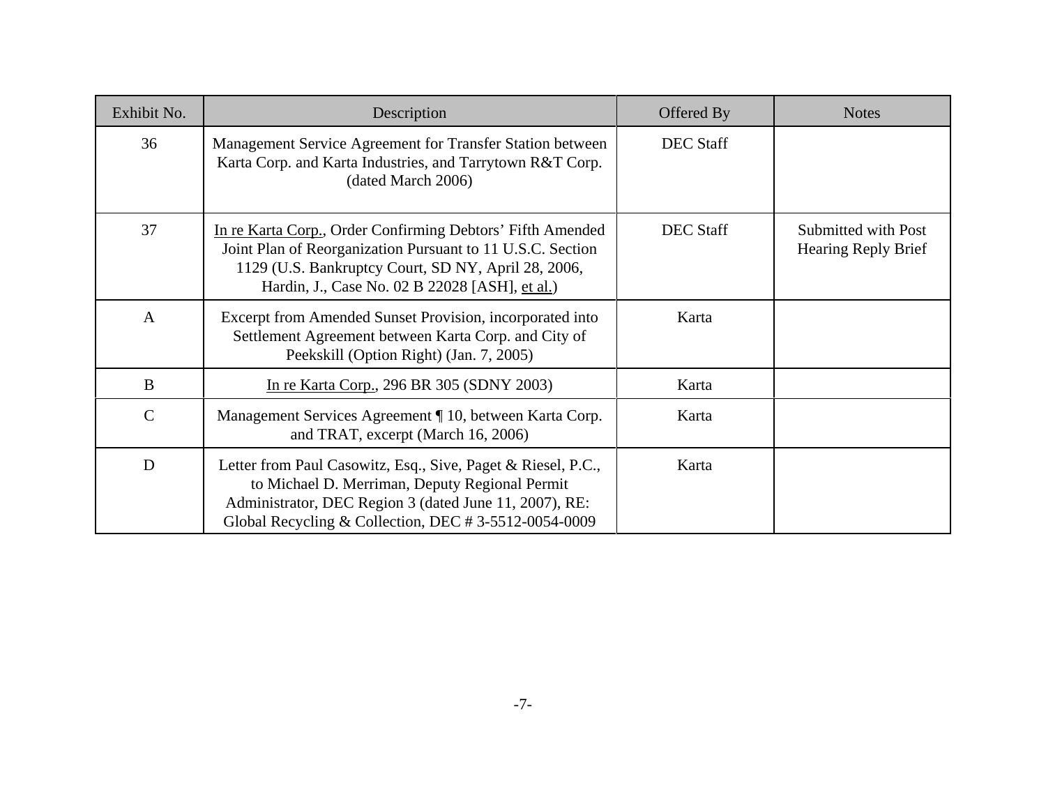| Exhibit No. | Description | Offered By | Notes |
|---|---|---|---|
| 36 | Management Service Agreement for Transfer Station between Karta Corp. and Karta Industries, and Tarrytown R&T Corp. (dated March 2006) | DEC Staff | |
| 37 | In re Karta Corp., Order Confirming Debtors' Fifth Amended Joint Plan of Reorganization Pursuant to 11 U.S.C. Section 1129 (U.S. Bankruptcy Court, SD NY, April 28, 2006, Hardin, J., Case No. 02 B 22028 [ASH], et al.) | DEC Staff | Submitted with Post Hearing Reply Brief |
| A | Excerpt from Amended Sunset Provision, incorporated into Settlement Agreement between Karta Corp. and City of Peekskill (Option Right) (Jan. 7, 2005) | Karta | |
| B | In re Karta Corp., 296 BR 305 (SDNY 2003) | Karta | |
| C | Management Services Agreement ¶ 10, between Karta Corp. and TRAT, excerpt (March 16, 2006) | Karta | |
| D | Letter from Paul Casowitz, Esq., Sive, Paget & Riesel, P.C., to Michael D. Merriman, Deputy Regional Permit Administrator, DEC Region 3 (dated June 11, 2007), RE: Global Recycling & Collection, DEC # 3-5512-0054-0009 | Karta | |